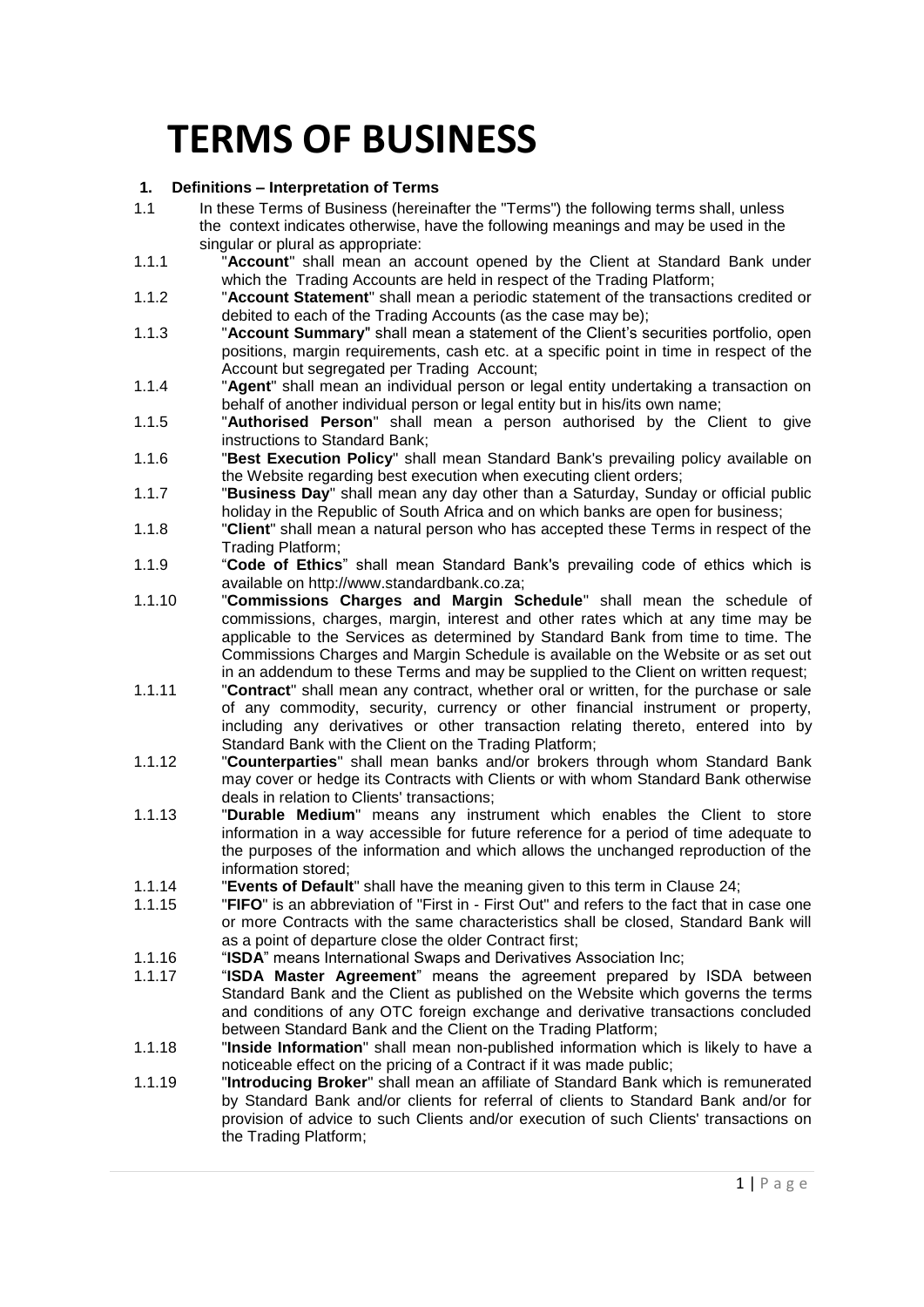# TERMS OF BUSINESS

**1. Definitions – Interpretation of Terms**

1.1 In these Terms of Business (hereinafter the "Terms") the following terms shall, unless the context indicates otherwise, have the following meanings and may be used in the singular or plural as appropriate:

1.1.1 "**Account**" shall mean an account opened by the Client at Standard Bank under which the Trading Accounts are held in respect of the Trading Platform;

1.1.2 "**Account Statement**" shall mean a periodic statement of the transactions credited or debited to each of the Trading Accounts (as the case may be);

1.1.3 "**Account Summary**" shall mean a statement of the Client's securities portfolio, open positions, margin requirements, cash etc. at a specific point in time in respect of the Account but segregated per Trading Account;

1.1.4 "**Agent**" shall mean an individual person or legal entity undertaking a transaction on behalf of another individual person or legal entity but in his/its own name;

1.1.5 "**Authorised Person**" shall mean a person authorised by the Client to give instructions to Standard Bank;

1.1.6 "**Best Execution Policy**" shall mean Standard Bank's prevailing policy available on the Website regarding best execution when executing client orders;

1.1.7 "**Business Day**" shall mean any day other than a Saturday, Sunday or official public holiday in the Republic of South Africa and on which banks are open for business;

1.1.8 "**Client**" shall mean a natural person who has accepted these Terms in respect of the Trading Platform;

1.1.9 "**Code of Ethics**" shall mean Standard Bank's prevailing code of ethics which is available on http://www.standardbank.co.za;

1.1.10 "**Commissions Charges and Margin Schedule**" shall mean the schedule of commissions, charges, margin, interest and other rates which at any time may be applicable to the Services as determined by Standard Bank from time to time. The Commissions Charges and Margin Schedule is available on the Website or as set out in an addendum to these Terms and may be supplied to the Client on written request;

1.1.11 "**Contract**" shall mean any contract, whether oral or written, for the purchase or sale of any commodity, security, currency or other financial instrument or property, including any derivatives or other transaction relating thereto, entered into by Standard Bank with the Client on the Trading Platform;

1.1.12 "**Counterparties**" shall mean banks and/or brokers through whom Standard Bank may cover or hedge its Contracts with Clients or with whom Standard Bank otherwise deals in relation to Clients' transactions;

1.1.13 "**Durable Medium**" means any instrument which enables the Client to store information in a way accessible for future reference for a period of time adequate to the purposes of the information and which allows the unchanged reproduction of the information stored;

1.1.14 "**Events of Default**" shall have the meaning given to this term in Clause 24;

1.1.15 "**FIFO**" is an abbreviation of "First in - First Out" and refers to the fact that in case one or more Contracts with the same characteristics shall be closed, Standard Bank will as a point of departure close the older Contract first;

1.1.16 "**ISDA**" means International Swaps and Derivatives Association Inc;

1.1.17 "**ISDA Master Agreement**" means the agreement prepared by ISDA between Standard Bank and the Client as published on the Website which governs the terms and conditions of any OTC foreign exchange and derivative transactions concluded between Standard Bank and the Client on the Trading Platform;

1.1.18 "**Inside Information**" shall mean non-published information which is likely to have a noticeable effect on the pricing of a Contract if it was made public;

1.1.19 "**Introducing Broker**" shall mean an affiliate of Standard Bank which is remunerated by Standard Bank and/or clients for referral of clients to Standard Bank and/or for provision of advice to such Clients and/or execution of such Clients' transactions on the Trading Platform;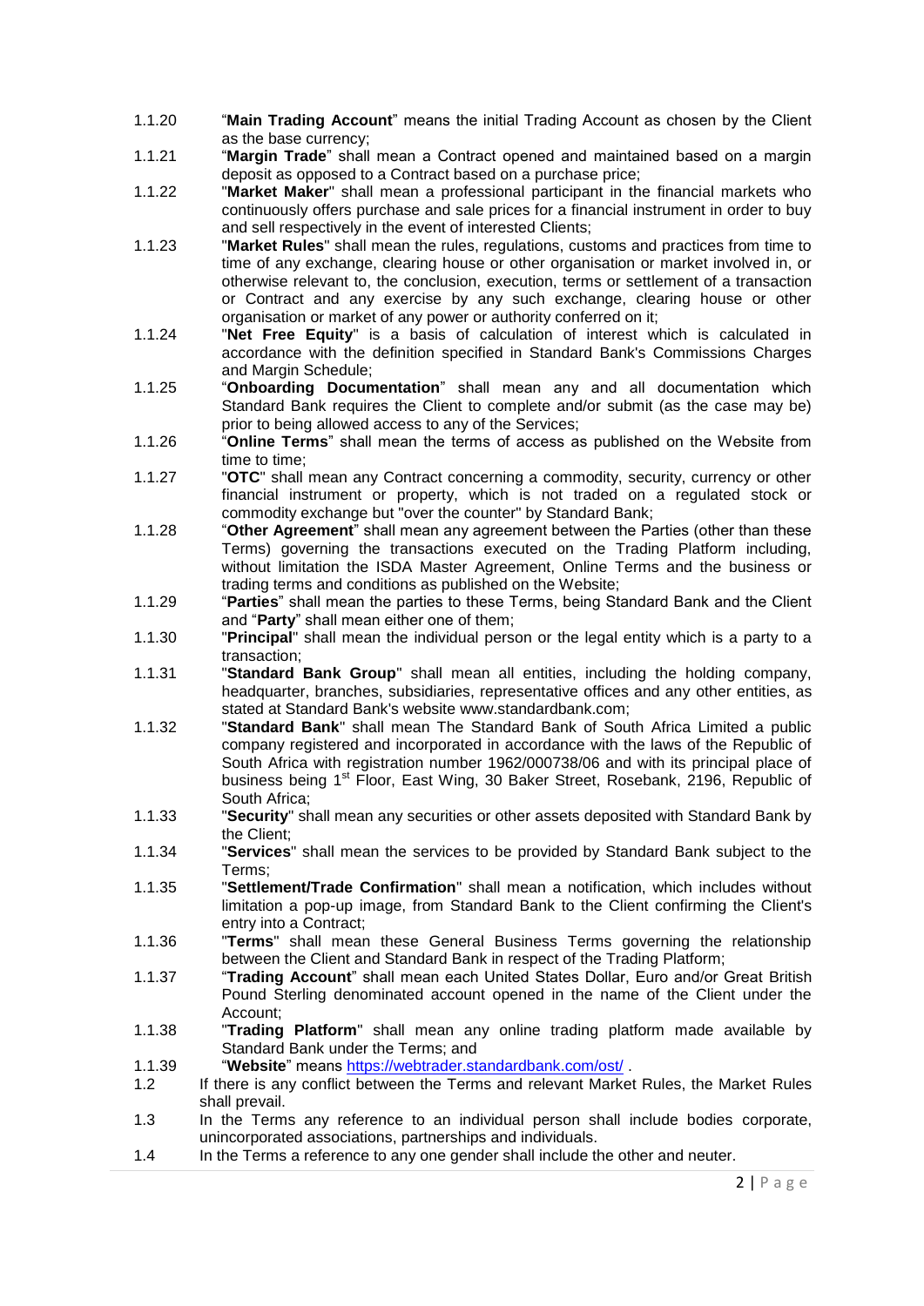1.1.20 "**Main Trading Account**" means the initial Trading Account as chosen by the Client as the base currency;

1.1.21 "**Margin Trade**" shall mean a Contract opened and maintained based on a margin deposit as opposed to a Contract based on a purchase price;

1.1.22 "**Market Maker**" shall mean a professional participant in the financial markets who continuously offers purchase and sale prices for a financial instrument in order to buy and sell respectively in the event of interested Clients;

1.1.23 "**Market Rules**" shall mean the rules, regulations, customs and practices from time to time of any exchange, clearing house or other organisation or market involved in, or otherwise relevant to, the conclusion, execution, terms or settlement of a transaction or Contract and any exercise by any such exchange, clearing house or other organisation or market of any power or authority conferred on it;

1.1.24 "**Net Free Equity**" is a basis of calculation of interest which is calculated in accordance with the definition specified in Standard Bank's Commissions Charges and Margin Schedule;

1.1.25 "**Onboarding Documentation**" shall mean any and all documentation which Standard Bank requires the Client to complete and/or submit (as the case may be) prior to being allowed access to any of the Services;

1.1.26 "**Online Terms**" shall mean the terms of access as published on the Website from time to time;

1.1.27 "**OTC**" shall mean any Contract concerning a commodity, security, currency or other financial instrument or property, which is not traded on a regulated stock or commodity exchange but "over the counter" by Standard Bank;

1.1.28 "**Other Agreement**" shall mean any agreement between the Parties (other than these Terms) governing the transactions executed on the Trading Platform including, without limitation the ISDA Master Agreement, Online Terms and the business or trading terms and conditions as published on the Website;

1.1.29 "**Parties**" shall mean the parties to these Terms, being Standard Bank and the Client and "**Party**" shall mean either one of them;

1.1.30 "**Principal**" shall mean the individual person or the legal entity which is a party to a transaction;

1.1.31 "**Standard Bank Group**" shall mean all entities, including the holding company, headquarter, branches, subsidiaries, representative offices and any other entities, as stated at Standard Bank's website www.standardbank.com;

1.1.32 "**Standard Bank**" shall mean The Standard Bank of South Africa Limited a public company registered and incorporated in accordance with the laws of the Republic of South Africa with registration number 1962/000738/06 and with its principal place of business being 1st Floor, East Wing, 30 Baker Street, Rosebank, 2196, Republic of South Africa;

1.1.33 "**Security**" shall mean any securities or other assets deposited with Standard Bank by the Client;

1.1.34 "**Services**" shall mean the services to be provided by Standard Bank subject to the Terms;

1.1.35 "**Settlement/Trade Confirmation**" shall mean a notification, which includes without limitation a pop-up image, from Standard Bank to the Client confirming the Client's entry into a Contract;

1.1.36 "**Terms**" shall mean these General Business Terms governing the relationship between the Client and Standard Bank in respect of the Trading Platform;

1.1.37 "**Trading Account**" shall mean each United States Dollar, Euro and/or Great British Pound Sterling denominated account opened in the name of the Client under the Account;

1.1.38 "**Trading Platform**" shall mean any online trading platform made available by Standard Bank under the Terms; and

1.1.39 "**Website**" means https://webtrader.standardbank.com/ost/ .

1.2 If there is any conflict between the Terms and relevant Market Rules, the Market Rules shall prevail.

1.3 In the Terms any reference to an individual person shall include bodies corporate, unincorporated associations, partnerships and individuals.

1.4 In the Terms a reference to any one gender shall include the other and neuter.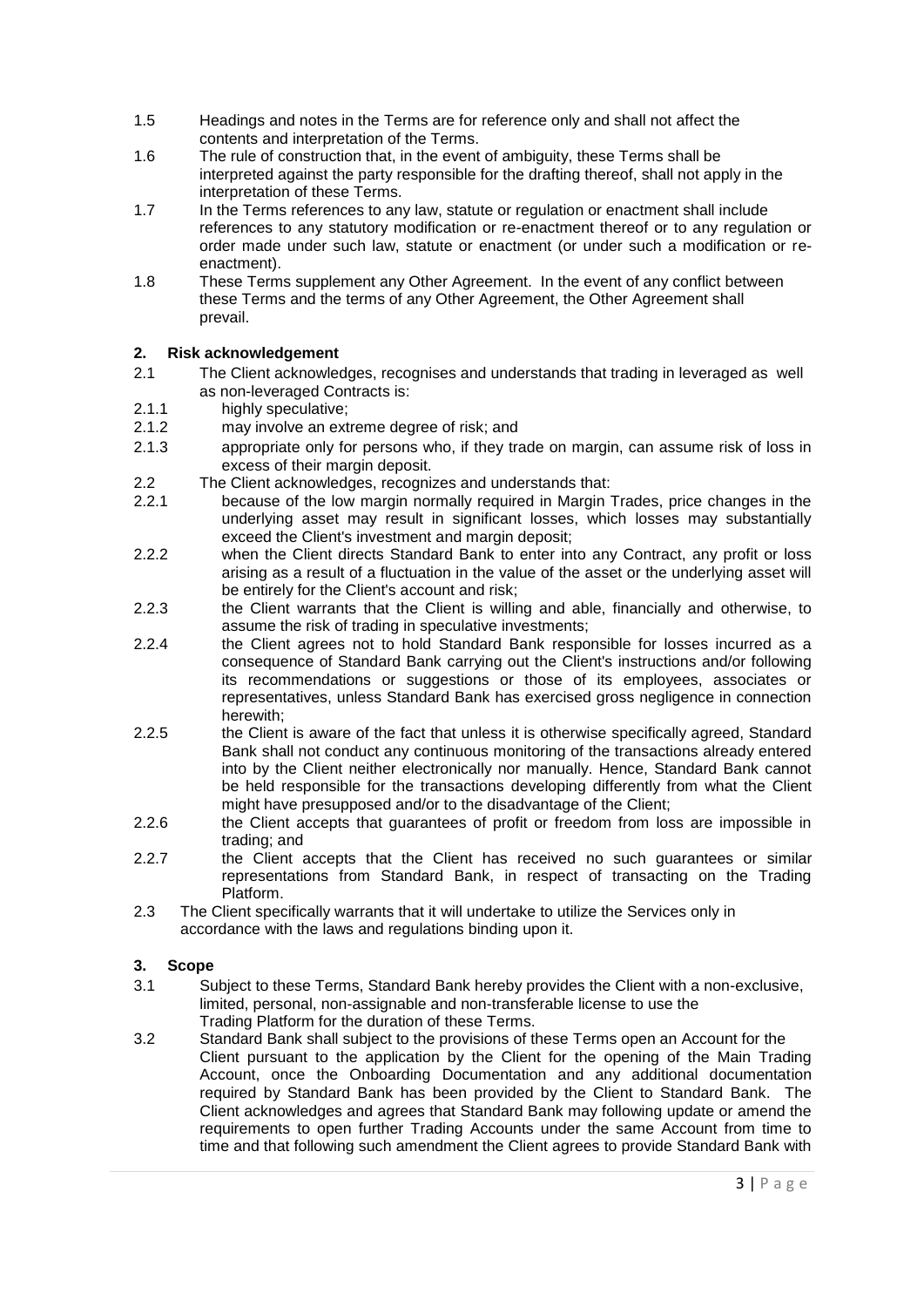1.5 Headings and notes in the Terms are for reference only and shall not affect the contents and interpretation of the Terms.

1.6 The rule of construction that, in the event of ambiguity, these Terms shall be interpreted against the party responsible for the drafting thereof, shall not apply in the interpretation of these Terms.

1.7 In the Terms references to any law, statute or regulation or enactment shall include references to any statutory modification or re-enactment thereof or to any regulation or order made under such law, statute or enactment (or under such a modification or re-enactment).

1.8 These Terms supplement any Other Agreement. In the event of any conflict between these Terms and the terms of any Other Agreement, the Other Agreement shall prevail.

## 2. Risk acknowledgement

2.1 The Client acknowledges, recognises and understands that trading in leveraged as well as non-leveraged Contracts is:

2.1.1 highly speculative;

2.1.2 may involve an extreme degree of risk; and

2.1.3 appropriate only for persons who, if they trade on margin, can assume risk of loss in excess of their margin deposit.

2.2 The Client acknowledges, recognizes and understands that:

2.2.1 because of the low margin normally required in Margin Trades, price changes in the underlying asset may result in significant losses, which losses may substantially exceed the Client's investment and margin deposit;

2.2.2 when the Client directs Standard Bank to enter into any Contract, any profit or loss arising as a result of a fluctuation in the value of the asset or the underlying asset will be entirely for the Client's account and risk;

2.2.3 the Client warrants that the Client is willing and able, financially and otherwise, to assume the risk of trading in speculative investments;

2.2.4 the Client agrees not to hold Standard Bank responsible for losses incurred as a consequence of Standard Bank carrying out the Client's instructions and/or following its recommendations or suggestions or those of its employees, associates or representatives, unless Standard Bank has exercised gross negligence in connection herewith;

2.2.5 the Client is aware of the fact that unless it is otherwise specifically agreed, Standard Bank shall not conduct any continuous monitoring of the transactions already entered into by the Client neither electronically nor manually. Hence, Standard Bank cannot be held responsible for the transactions developing differently from what the Client might have presupposed and/or to the disadvantage of the Client;

2.2.6 the Client accepts that guarantees of profit or freedom from loss are impossible in trading; and

2.2.7 the Client accepts that the Client has received no such guarantees or similar representations from Standard Bank, in respect of transacting on the Trading Platform.

2.3 The Client specifically warrants that it will undertake to utilize the Services only in accordance with the laws and regulations binding upon it.

## 3. Scope

3.1 Subject to these Terms, Standard Bank hereby provides the Client with a non-exclusive, limited, personal, non-assignable and non-transferable license to use the Trading Platform for the duration of these Terms.

3.2 Standard Bank shall subject to the provisions of these Terms open an Account for the Client pursuant to the application by the Client for the opening of the Main Trading Account, once the Onboarding Documentation and any additional documentation required by Standard Bank has been provided by the Client to Standard Bank. The Client acknowledges and agrees that Standard Bank may following update or amend the requirements to open further Trading Accounts under the same Account from time to time and that following such amendment the Client agrees to provide Standard Bank with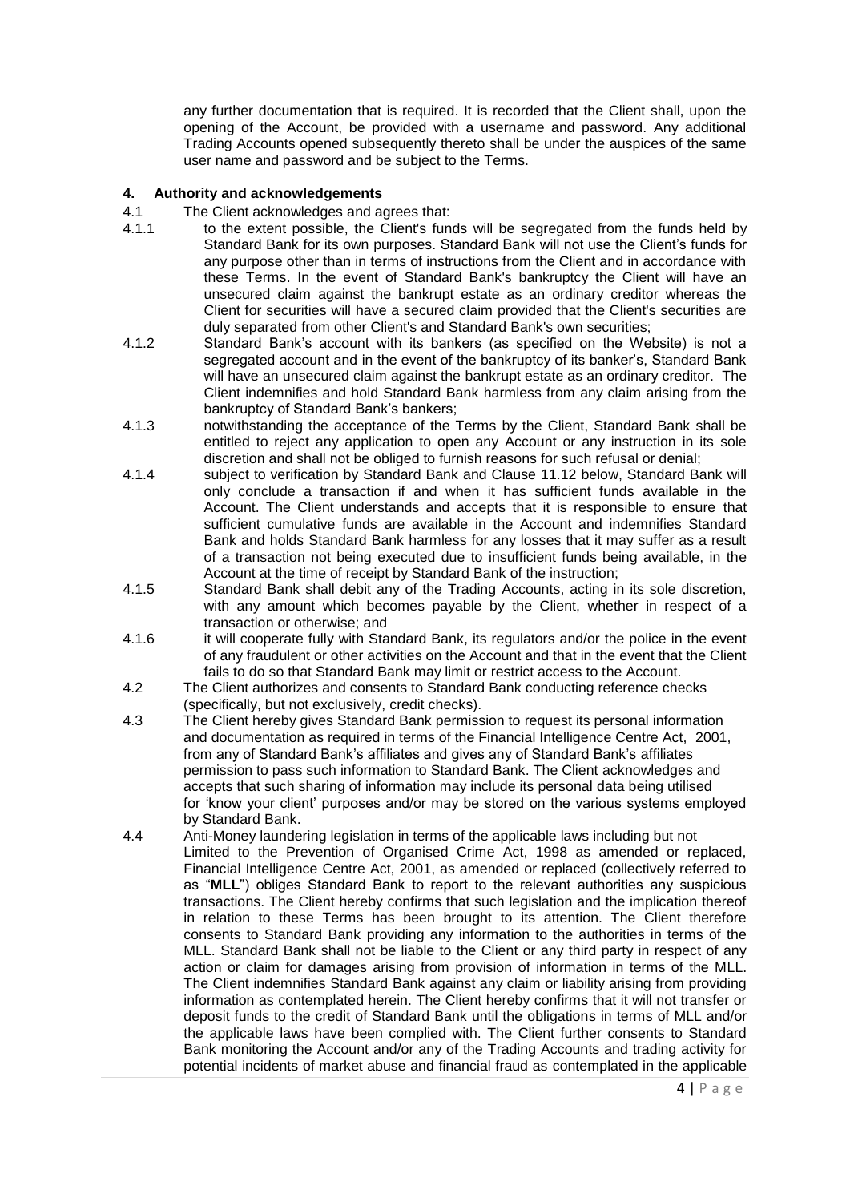any further documentation that is required. It is recorded that the Client shall, upon the opening of the Account, be provided with a username and password. Any additional Trading Accounts opened subsequently thereto shall be under the auspices of the same user name and password and be subject to the Terms.

## 4. Authority and acknowledgements

4.1 The Client acknowledges and agrees that:

4.1.1 to the extent possible, the Client's funds will be segregated from the funds held by Standard Bank for its own purposes. Standard Bank will not use the Client's funds for any purpose other than in terms of instructions from the Client and in accordance with these Terms. In the event of Standard Bank's bankruptcy the Client will have an unsecured claim against the bankrupt estate as an ordinary creditor whereas the Client for securities will have a secured claim provided that the Client's securities are duly separated from other Client's and Standard Bank's own securities;

4.1.2 Standard Bank's account with its bankers (as specified on the Website) is not a segregated account and in the event of the bankruptcy of its banker's, Standard Bank will have an unsecured claim against the bankrupt estate as an ordinary creditor. The Client indemnifies and hold Standard Bank harmless from any claim arising from the bankruptcy of Standard Bank's bankers;

4.1.3 notwithstanding the acceptance of the Terms by the Client, Standard Bank shall be entitled to reject any application to open any Account or any instruction in its sole discretion and shall not be obliged to furnish reasons for such refusal or denial;

4.1.4 subject to verification by Standard Bank and Clause 11.12 below, Standard Bank will only conclude a transaction if and when it has sufficient funds available in the Account. The Client understands and accepts that it is responsible to ensure that sufficient cumulative funds are available in the Account and indemnifies Standard Bank and holds Standard Bank harmless for any losses that it may suffer as a result of a transaction not being executed due to insufficient funds being available, in the Account at the time of receipt by Standard Bank of the instruction;

4.1.5 Standard Bank shall debit any of the Trading Accounts, acting in its sole discretion, with any amount which becomes payable by the Client, whether in respect of a transaction or otherwise; and

4.1.6 it will cooperate fully with Standard Bank, its regulators and/or the police in the event of any fraudulent or other activities on the Account and that in the event that the Client fails to do so that Standard Bank may limit or restrict access to the Account.

4.2 The Client authorizes and consents to Standard Bank conducting reference checks (specifically, but not exclusively, credit checks).

4.3 The Client hereby gives Standard Bank permission to request its personal information and documentation as required in terms of the Financial Intelligence Centre Act, 2001, from any of Standard Bank's affiliates and gives any of Standard Bank's affiliates permission to pass such information to Standard Bank. The Client acknowledges and accepts that such sharing of information may include its personal data being utilised for 'know your client' purposes and/or may be stored on the various systems employed by Standard Bank.

4.4 Anti-Money laundering legislation in terms of the applicable laws including but not Limited to the Prevention of Organised Crime Act, 1998 as amended or replaced, Financial Intelligence Centre Act, 2001, as amended or replaced (collectively referred to as "**MLL**") obliges Standard Bank to report to the relevant authorities any suspicious transactions. The Client hereby confirms that such legislation and the implication thereof in relation to these Terms has been brought to its attention. The Client therefore consents to Standard Bank providing any information to the authorities in terms of the MLL. Standard Bank shall not be liable to the Client or any third party in respect of any action or claim for damages arising from provision of information in terms of the MLL. The Client indemnifies Standard Bank against any claim or liability arising from providing information as contemplated herein. The Client hereby confirms that it will not transfer or deposit funds to the credit of Standard Bank until the obligations in terms of MLL and/or the applicable laws have been complied with. The Client further consents to Standard Bank monitoring the Account and/or any of the Trading Accounts and trading activity for potential incidents of market abuse and financial fraud as contemplated in the applicable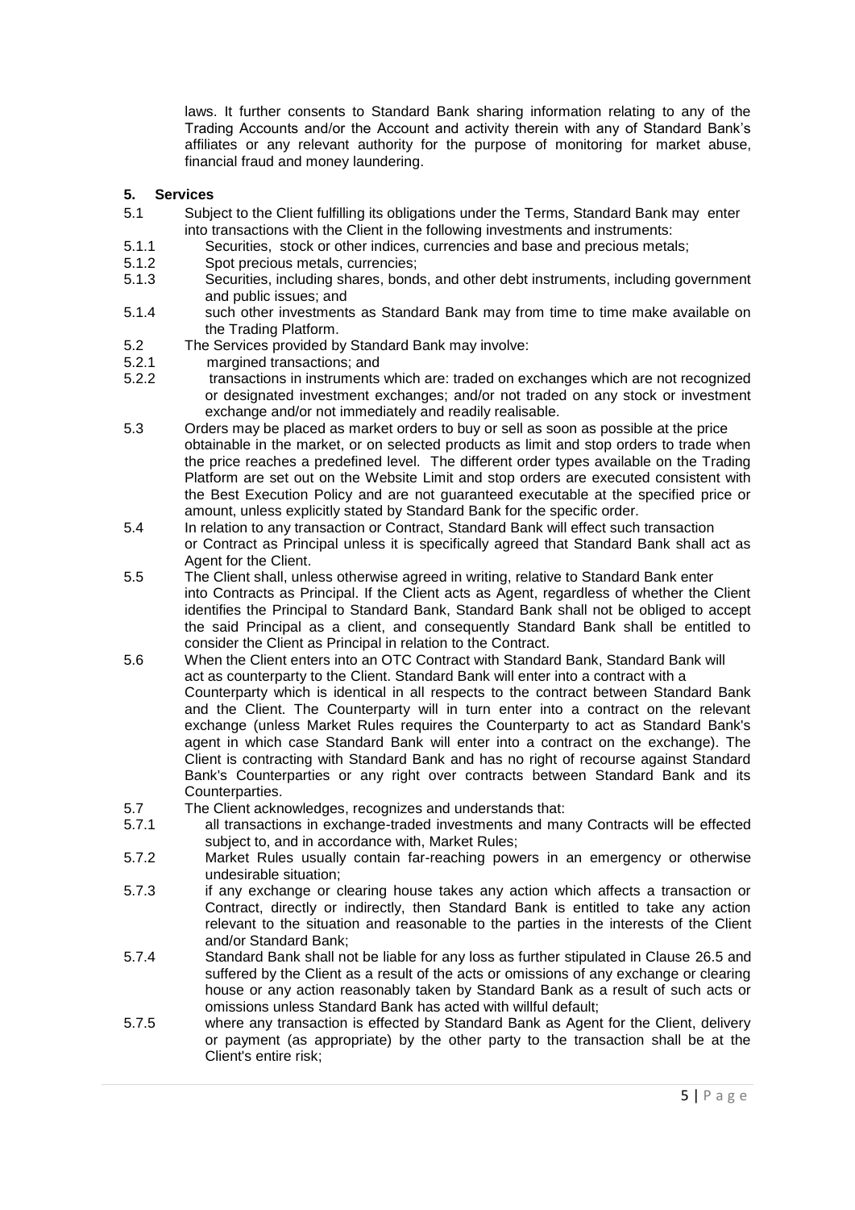laws. It further consents to Standard Bank sharing information relating to any of the Trading Accounts and/or the Account and activity therein with any of Standard Bank's affiliates or any relevant authority for the purpose of monitoring for market abuse, financial fraud and money laundering.

## 5. Services

5.1 Subject to the Client fulfilling its obligations under the Terms, Standard Bank may enter into transactions with the Client in the following investments and instruments:

5.1.1 Securities, stock or other indices, currencies and base and precious metals;

5.1.2 Spot precious metals, currencies;

5.1.3 Securities, including shares, bonds, and other debt instruments, including government and public issues; and

5.1.4 such other investments as Standard Bank may from time to time make available on the Trading Platform.

5.2 The Services provided by Standard Bank may involve:

5.2.1 margined transactions; and

5.2.2 transactions in instruments which are: traded on exchanges which are not recognized or designated investment exchanges; and/or not traded on any stock or investment exchange and/or not immediately and readily realisable.

5.3 Orders may be placed as market orders to buy or sell as soon as possible at the price obtainable in the market, or on selected products as limit and stop orders to trade when the price reaches a predefined level. The different order types available on the Trading Platform are set out on the Website Limit and stop orders are executed consistent with the Best Execution Policy and are not guaranteed executable at the specified price or amount, unless explicitly stated by Standard Bank for the specific order.

5.4 In relation to any transaction or Contract, Standard Bank will effect such transaction or Contract as Principal unless it is specifically agreed that Standard Bank shall act as Agent for the Client.

5.5 The Client shall, unless otherwise agreed in writing, relative to Standard Bank enter into Contracts as Principal. If the Client acts as Agent, regardless of whether the Client identifies the Principal to Standard Bank, Standard Bank shall not be obliged to accept the said Principal as a client, and consequently Standard Bank shall be entitled to consider the Client as Principal in relation to the Contract.

5.6 When the Client enters into an OTC Contract with Standard Bank, Standard Bank will act as counterparty to the Client. Standard Bank will enter into a contract with a Counterparty which is identical in all respects to the contract between Standard Bank and the Client. The Counterparty will in turn enter into a contract on the relevant exchange (unless Market Rules requires the Counterparty to act as Standard Bank's agent in which case Standard Bank will enter into a contract on the exchange). The Client is contracting with Standard Bank and has no right of recourse against Standard Bank's Counterparties or any right over contracts between Standard Bank and its Counterparties.

5.7 The Client acknowledges, recognizes and understands that:

5.7.1 all transactions in exchange-traded investments and many Contracts will be effected subject to, and in accordance with, Market Rules;

5.7.2 Market Rules usually contain far-reaching powers in an emergency or otherwise undesirable situation;

5.7.3 if any exchange or clearing house takes any action which affects a transaction or Contract, directly or indirectly, then Standard Bank is entitled to take any action relevant to the situation and reasonable to the parties in the interests of the Client and/or Standard Bank;

5.7.4 Standard Bank shall not be liable for any loss as further stipulated in Clause 26.5 and suffered by the Client as a result of the acts or omissions of any exchange or clearing house or any action reasonably taken by Standard Bank as a result of such acts or omissions unless Standard Bank has acted with willful default;

5.7.5 where any transaction is effected by Standard Bank as Agent for the Client, delivery or payment (as appropriate) by the other party to the transaction shall be at the Client's entire risk;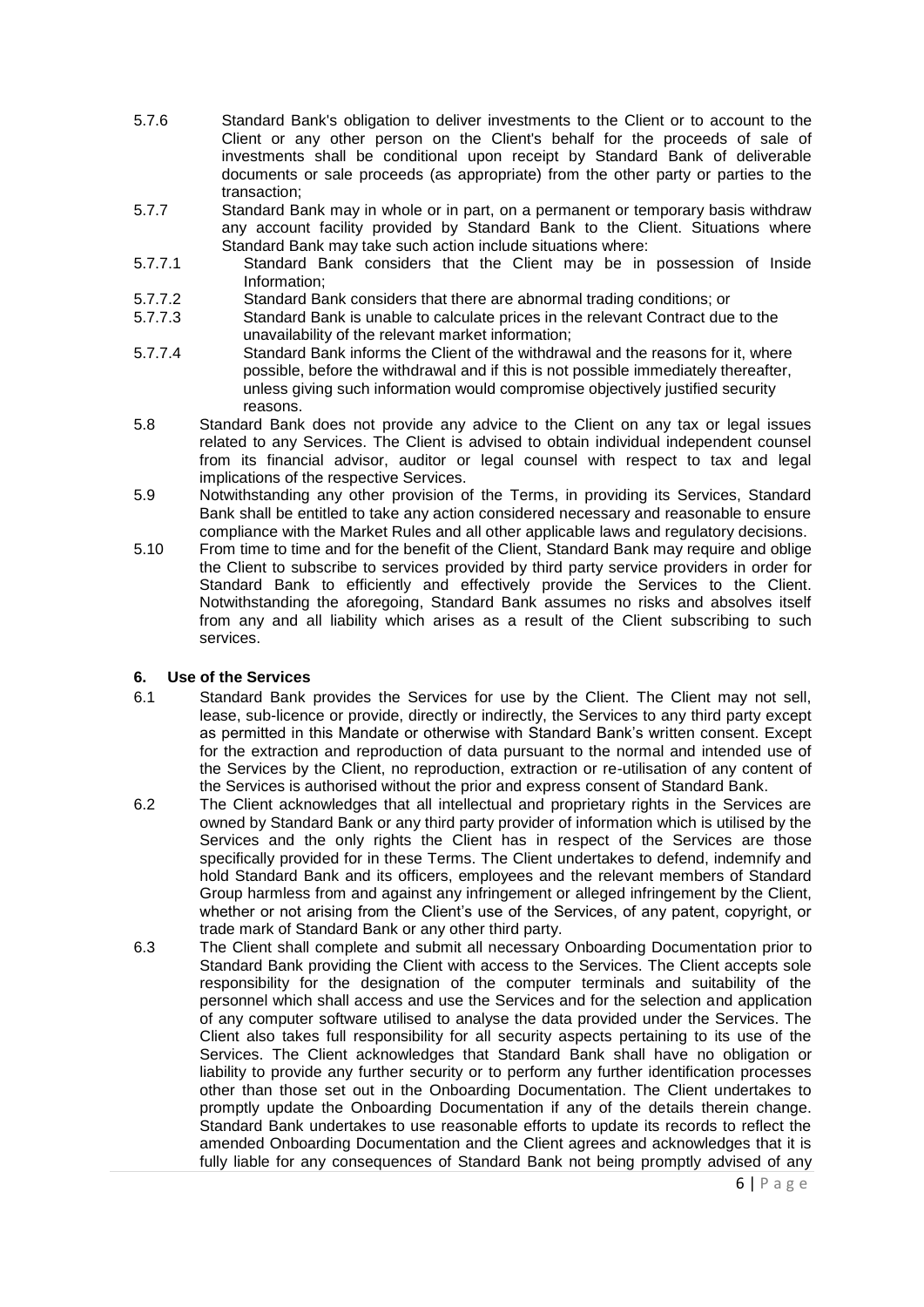5.7.6 Standard Bank's obligation to deliver investments to the Client or to account to the Client or any other person on the Client's behalf for the proceeds of sale of investments shall be conditional upon receipt by Standard Bank of deliverable documents or sale proceeds (as appropriate) from the other party or parties to the transaction;

5.7.7 Standard Bank may in whole or in part, on a permanent or temporary basis withdraw any account facility provided by Standard Bank to the Client. Situations where Standard Bank may take such action include situations where:

5.7.7.1 Standard Bank considers that the Client may be in possession of Inside Information;

5.7.7.2 Standard Bank considers that there are abnormal trading conditions; or

5.7.7.3 Standard Bank is unable to calculate prices in the relevant Contract due to the unavailability of the relevant market information;

5.7.7.4 Standard Bank informs the Client of the withdrawal and the reasons for it, where possible, before the withdrawal and if this is not possible immediately thereafter, unless giving such information would compromise objectively justified security reasons.

5.8 Standard Bank does not provide any advice to the Client on any tax or legal issues related to any Services. The Client is advised to obtain individual independent counsel from its financial advisor, auditor or legal counsel with respect to tax and legal implications of the respective Services.

5.9 Notwithstanding any other provision of the Terms, in providing its Services, Standard Bank shall be entitled to take any action considered necessary and reasonable to ensure compliance with the Market Rules and all other applicable laws and regulatory decisions.

5.10 From time to time and for the benefit of the Client, Standard Bank may require and oblige the Client to subscribe to services provided by third party service providers in order for Standard Bank to efficiently and effectively provide the Services to the Client. Notwithstanding the aforegoing, Standard Bank assumes no risks and absolves itself from any and all liability which arises as a result of the Client subscribing to such services.

## 6. Use of the Services

6.1 Standard Bank provides the Services for use by the Client. The Client may not sell, lease, sub-licence or provide, directly or indirectly, the Services to any third party except as permitted in this Mandate or otherwise with Standard Bank's written consent. Except for the extraction and reproduction of data pursuant to the normal and intended use of the Services by the Client, no reproduction, extraction or re-utilisation of any content of the Services is authorised without the prior and express consent of Standard Bank.

6.2 The Client acknowledges that all intellectual and proprietary rights in the Services are owned by Standard Bank or any third party provider of information which is utilised by the Services and the only rights the Client has in respect of the Services are those specifically provided for in these Terms. The Client undertakes to defend, indemnify and hold Standard Bank and its officers, employees and the relevant members of Standard Group harmless from and against any infringement or alleged infringement by the Client, whether or not arising from the Client's use of the Services, of any patent, copyright, or trade mark of Standard Bank or any other third party.

6.3 The Client shall complete and submit all necessary Onboarding Documentation prior to Standard Bank providing the Client with access to the Services. The Client accepts sole responsibility for the designation of the computer terminals and suitability of the personnel which shall access and use the Services and for the selection and application of any computer software utilised to analyse the data provided under the Services. The Client also takes full responsibility for all security aspects pertaining to its use of the Services. The Client acknowledges that Standard Bank shall have no obligation or liability to provide any further security or to perform any further identification processes other than those set out in the Onboarding Documentation. The Client undertakes to promptly update the Onboarding Documentation if any of the details therein change. Standard Bank undertakes to use reasonable efforts to update its records to reflect the amended Onboarding Documentation and the Client agrees and acknowledges that it is fully liable for any consequences of Standard Bank not being promptly advised of any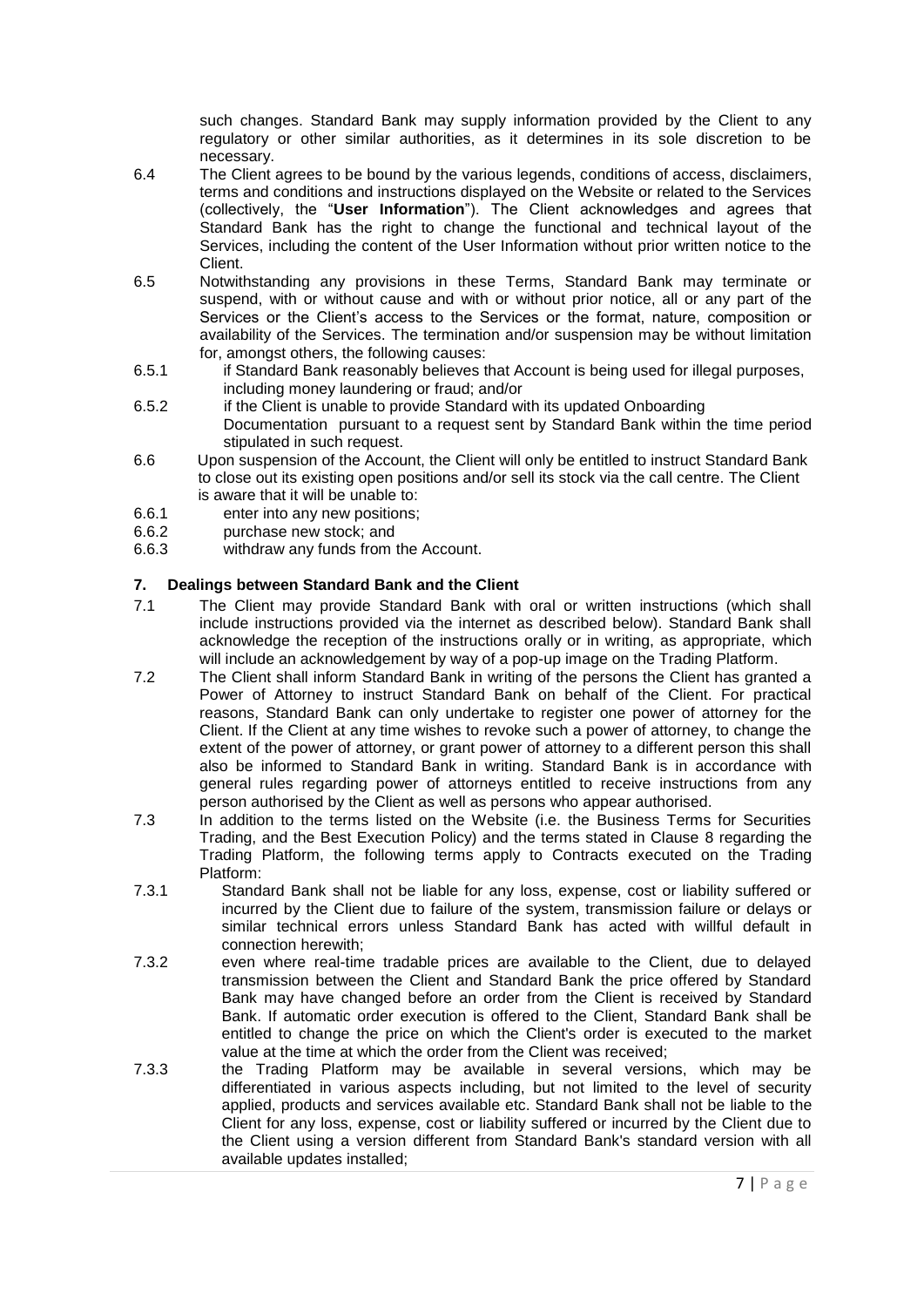such changes. Standard Bank may supply information provided by the Client to any regulatory or other similar authorities, as it determines in its sole discretion to be necessary.

6.4 The Client agrees to be bound by the various legends, conditions of access, disclaimers, terms and conditions and instructions displayed on the Website or related to the Services (collectively, the "**User Information**"). The Client acknowledges and agrees that Standard Bank has the right to change the functional and technical layout of the Services, including the content of the User Information without prior written notice to the Client.

6.5 Notwithstanding any provisions in these Terms, Standard Bank may terminate or suspend, with or without cause and with or without prior notice, all or any part of the Services or the Client's access to the Services or the format, nature, composition or availability of the Services. The termination and/or suspension may be without limitation for, amongst others, the following causes:

6.5.1 if Standard Bank reasonably believes that Account is being used for illegal purposes, including money laundering or fraud; and/or

6.5.2 if the Client is unable to provide Standard with its updated Onboarding Documentation pursuant to a request sent by Standard Bank within the time period stipulated in such request.

6.6 Upon suspension of the Account, the Client will only be entitled to instruct Standard Bank to close out its existing open positions and/or sell its stock via the call centre. The Client is aware that it will be unable to:

6.6.1 enter into any new positions;

6.6.2 purchase new stock; and

6.6.3 withdraw any funds from the Account.

## 7. Dealings between Standard Bank and the Client

7.1 The Client may provide Standard Bank with oral or written instructions (which shall include instructions provided via the internet as described below). Standard Bank shall acknowledge the reception of the instructions orally or in writing, as appropriate, which will include an acknowledgement by way of a pop-up image on the Trading Platform.

7.2 The Client shall inform Standard Bank in writing of the persons the Client has granted a Power of Attorney to instruct Standard Bank on behalf of the Client. For practical reasons, Standard Bank can only undertake to register one power of attorney for the Client. If the Client at any time wishes to revoke such a power of attorney, to change the extent of the power of attorney, or grant power of attorney to a different person this shall also be informed to Standard Bank in writing. Standard Bank is in accordance with general rules regarding power of attorneys entitled to receive instructions from any person authorised by the Client as well as persons who appear authorised.

7.3 In addition to the terms listed on the Website (i.e. the Business Terms for Securities Trading, and the Best Execution Policy) and the terms stated in Clause 8 regarding the Trading Platform, the following terms apply to Contracts executed on the Trading Platform:

7.3.1 Standard Bank shall not be liable for any loss, expense, cost or liability suffered or incurred by the Client due to failure of the system, transmission failure or delays or similar technical errors unless Standard Bank has acted with willful default in connection herewith;

7.3.2 even where real-time tradable prices are available to the Client, due to delayed transmission between the Client and Standard Bank the price offered by Standard Bank may have changed before an order from the Client is received by Standard Bank. If automatic order execution is offered to the Client, Standard Bank shall be entitled to change the price on which the Client's order is executed to the market value at the time at which the order from the Client was received;

7.3.3 the Trading Platform may be available in several versions, which may be differentiated in various aspects including, but not limited to the level of security applied, products and services available etc. Standard Bank shall not be liable to the Client for any loss, expense, cost or liability suffered or incurred by the Client due to the Client using a version different from Standard Bank's standard version with all available updates installed;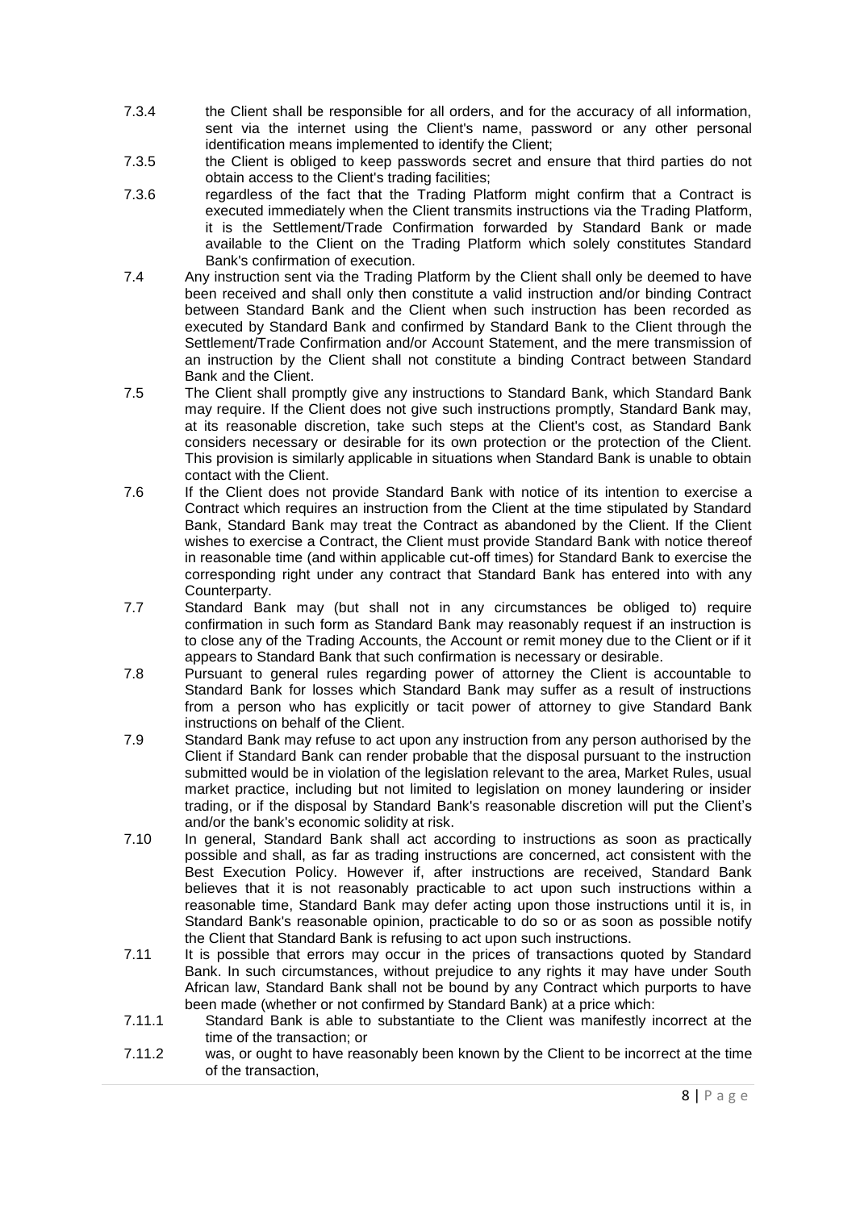7.3.4 the Client shall be responsible for all orders, and for the accuracy of all information, sent via the internet using the Client's name, password or any other personal identification means implemented to identify the Client;

7.3.5 the Client is obliged to keep passwords secret and ensure that third parties do not obtain access to the Client's trading facilities;

7.3.6 regardless of the fact that the Trading Platform might confirm that a Contract is executed immediately when the Client transmits instructions via the Trading Platform, it is the Settlement/Trade Confirmation forwarded by Standard Bank or made available to the Client on the Trading Platform which solely constitutes Standard Bank's confirmation of execution.

7.4 Any instruction sent via the Trading Platform by the Client shall only be deemed to have been received and shall only then constitute a valid instruction and/or binding Contract between Standard Bank and the Client when such instruction has been recorded as executed by Standard Bank and confirmed by Standard Bank to the Client through the Settlement/Trade Confirmation and/or Account Statement, and the mere transmission of an instruction by the Client shall not constitute a binding Contract between Standard Bank and the Client.

7.5 The Client shall promptly give any instructions to Standard Bank, which Standard Bank may require. If the Client does not give such instructions promptly, Standard Bank may, at its reasonable discretion, take such steps at the Client's cost, as Standard Bank considers necessary or desirable for its own protection or the protection of the Client. This provision is similarly applicable in situations when Standard Bank is unable to obtain contact with the Client.

7.6 If the Client does not provide Standard Bank with notice of its intention to exercise a Contract which requires an instruction from the Client at the time stipulated by Standard Bank, Standard Bank may treat the Contract as abandoned by the Client. If the Client wishes to exercise a Contract, the Client must provide Standard Bank with notice thereof in reasonable time (and within applicable cut-off times) for Standard Bank to exercise the corresponding right under any contract that Standard Bank has entered into with any Counterparty.

7.7 Standard Bank may (but shall not in any circumstances be obliged to) require confirmation in such form as Standard Bank may reasonably request if an instruction is to close any of the Trading Accounts, the Account or remit money due to the Client or if it appears to Standard Bank that such confirmation is necessary or desirable.

7.8 Pursuant to general rules regarding power of attorney the Client is accountable to Standard Bank for losses which Standard Bank may suffer as a result of instructions from a person who has explicitly or tacit power of attorney to give Standard Bank instructions on behalf of the Client.

7.9 Standard Bank may refuse to act upon any instruction from any person authorised by the Client if Standard Bank can render probable that the disposal pursuant to the instruction submitted would be in violation of the legislation relevant to the area, Market Rules, usual market practice, including but not limited to legislation on money laundering or insider trading, or if the disposal by Standard Bank's reasonable discretion will put the Client's and/or the bank's economic solidity at risk.

7.10 In general, Standard Bank shall act according to instructions as soon as practically possible and shall, as far as trading instructions are concerned, act consistent with the Best Execution Policy. However if, after instructions are received, Standard Bank believes that it is not reasonably practicable to act upon such instructions within a reasonable time, Standard Bank may defer acting upon those instructions until it is, in Standard Bank's reasonable opinion, practicable to do so or as soon as possible notify the Client that Standard Bank is refusing to act upon such instructions.

7.11 It is possible that errors may occur in the prices of transactions quoted by Standard Bank. In such circumstances, without prejudice to any rights it may have under South African law, Standard Bank shall not be bound by any Contract which purports to have been made (whether or not confirmed by Standard Bank) at a price which:

7.11.1 Standard Bank is able to substantiate to the Client was manifestly incorrect at the time of the transaction; or

7.11.2 was, or ought to have reasonably been known by the Client to be incorrect at the time of the transaction,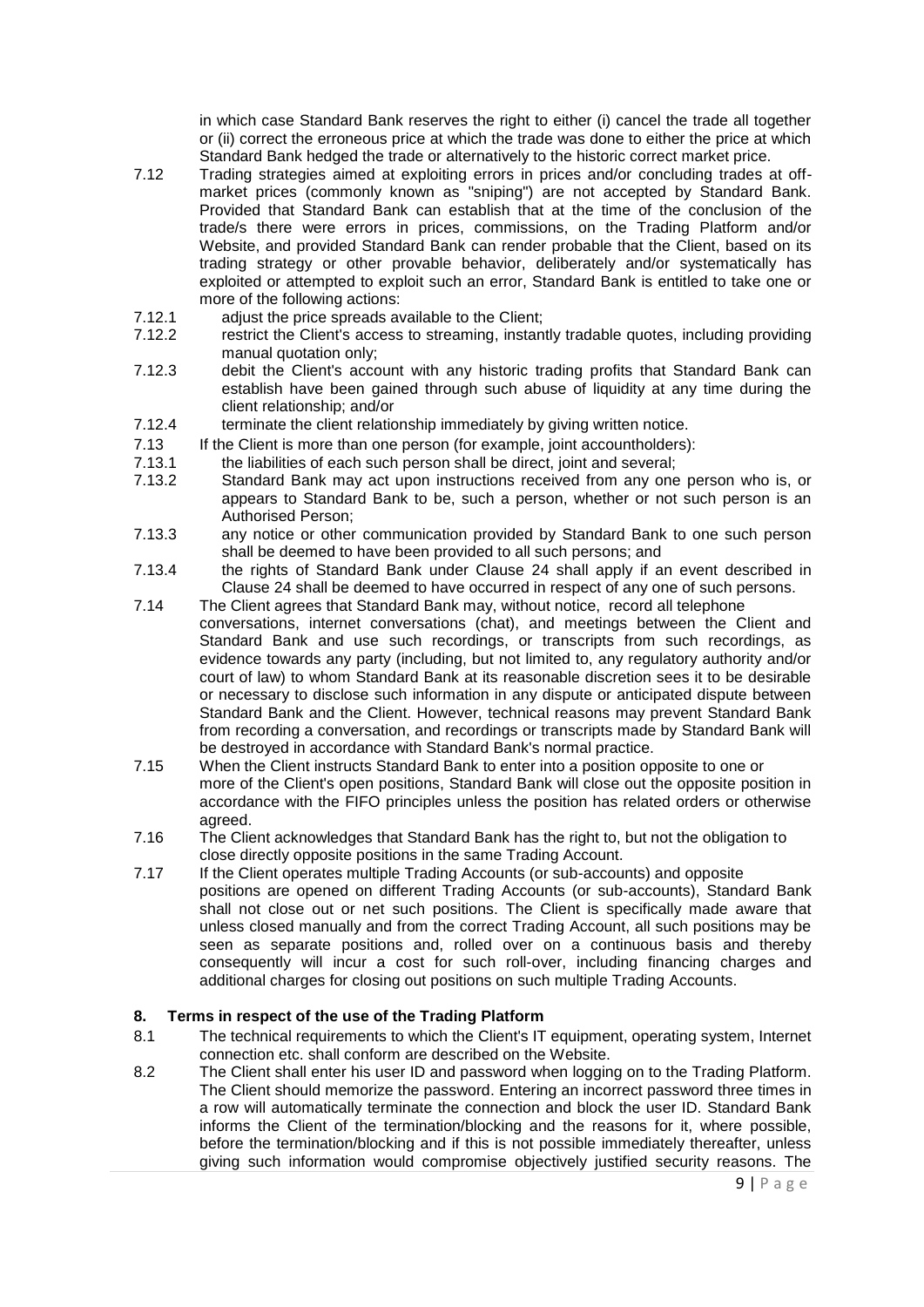in which case Standard Bank reserves the right to either (i) cancel the trade all together or (ii) correct the erroneous price at which the trade was done to either the price at which Standard Bank hedged the trade or alternatively to the historic correct market price.

7.12 Trading strategies aimed at exploiting errors in prices and/or concluding trades at off-market prices (commonly known as "sniping") are not accepted by Standard Bank. Provided that Standard Bank can establish that at the time of the conclusion of the trade/s there were errors in prices, commissions, on the Trading Platform and/or Website, and provided Standard Bank can render probable that the Client, based on its trading strategy or other provable behavior, deliberately and/or systematically has exploited or attempted to exploit such an error, Standard Bank is entitled to take one or more of the following actions:

7.12.1 adjust the price spreads available to the Client;

7.12.2 restrict the Client's access to streaming, instantly tradable quotes, including providing manual quotation only;

7.12.3 debit the Client's account with any historic trading profits that Standard Bank can establish have been gained through such abuse of liquidity at any time during the client relationship; and/or

7.12.4 terminate the client relationship immediately by giving written notice.

7.13 If the Client is more than one person (for example, joint accountholders):

7.13.1 the liabilities of each such person shall be direct, joint and several;

7.13.2 Standard Bank may act upon instructions received from any one person who is, or appears to Standard Bank to be, such a person, whether or not such person is an Authorised Person;

7.13.3 any notice or other communication provided by Standard Bank to one such person shall be deemed to have been provided to all such persons; and

7.13.4 the rights of Standard Bank under Clause 24 shall apply if an event described in Clause 24 shall be deemed to have occurred in respect of any one of such persons.

7.14 The Client agrees that Standard Bank may, without notice, record all telephone conversations, internet conversations (chat), and meetings between the Client and Standard Bank and use such recordings, or transcripts from such recordings, as evidence towards any party (including, but not limited to, any regulatory authority and/or court of law) to whom Standard Bank at its reasonable discretion sees it to be desirable or necessary to disclose such information in any dispute or anticipated dispute between Standard Bank and the Client. However, technical reasons may prevent Standard Bank from recording a conversation, and recordings or transcripts made by Standard Bank will be destroyed in accordance with Standard Bank's normal practice.

7.15 When the Client instructs Standard Bank to enter into a position opposite to one or more of the Client's open positions, Standard Bank will close out the opposite position in accordance with the FIFO principles unless the position has related orders or otherwise agreed.

7.16 The Client acknowledges that Standard Bank has the right to, but not the obligation to close directly opposite positions in the same Trading Account.

7.17 If the Client operates multiple Trading Accounts (or sub-accounts) and opposite positions are opened on different Trading Accounts (or sub-accounts), Standard Bank shall not close out or net such positions. The Client is specifically made aware that unless closed manually and from the correct Trading Account, all such positions may be seen as separate positions and, rolled over on a continuous basis and thereby consequently will incur a cost for such roll-over, including financing charges and additional charges for closing out positions on such multiple Trading Accounts.

## 8. Terms in respect of the use of the Trading Platform

8.1 The technical requirements to which the Client's IT equipment, operating system, Internet connection etc. shall conform are described on the Website.

8.2 The Client shall enter his user ID and password when logging on to the Trading Platform. The Client should memorize the password. Entering an incorrect password three times in a row will automatically terminate the connection and block the user ID. Standard Bank informs the Client of the termination/blocking and the reasons for it, where possible, before the termination/blocking and if this is not possible immediately thereafter, unless giving such information would compromise objectively justified security reasons. The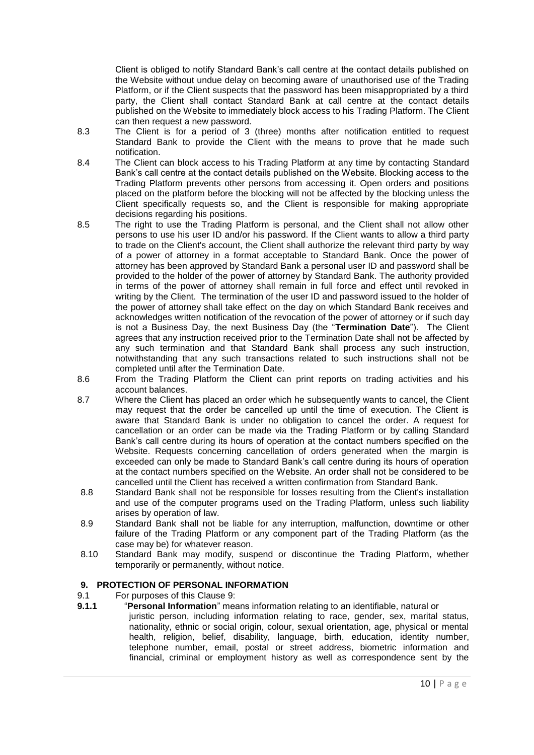Client is obliged to notify Standard Bank's call centre at the contact details published on the Website without undue delay on becoming aware of unauthorised use of the Trading Platform, or if the Client suspects that the password has been misappropriated by a third party, the Client shall contact Standard Bank at call centre at the contact details published on the Website to immediately block access to his Trading Platform. The Client can then request a new password.

8.3 The Client is for a period of 3 (three) months after notification entitled to request Standard Bank to provide the Client with the means to prove that he made such notification.

8.4 The Client can block access to his Trading Platform at any time by contacting Standard Bank's call centre at the contact details published on the Website. Blocking access to the Trading Platform prevents other persons from accessing it. Open orders and positions placed on the platform before the blocking will not be affected by the blocking unless the Client specifically requests so, and the Client is responsible for making appropriate decisions regarding his positions.

8.5 The right to use the Trading Platform is personal, and the Client shall not allow other persons to use his user ID and/or his password. If the Client wants to allow a third party to trade on the Client's account, the Client shall authorize the relevant third party by way of a power of attorney in a format acceptable to Standard Bank. Once the power of attorney has been approved by Standard Bank a personal user ID and password shall be provided to the holder of the power of attorney by Standard Bank. The authority provided in terms of the power of attorney shall remain in full force and effect until revoked in writing by the Client. The termination of the user ID and password issued to the holder of the power of attorney shall take effect on the day on which Standard Bank receives and acknowledges written notification of the revocation of the power of attorney or if such day is not a Business Day, the next Business Day (the "**Termination Date**"). The Client agrees that any instruction received prior to the Termination Date shall not be affected by any such termination and that Standard Bank shall process any such instruction, notwithstanding that any such transactions related to such instructions shall not be completed until after the Termination Date.

8.6 From the Trading Platform the Client can print reports on trading activities and his account balances.

8.7 Where the Client has placed an order which he subsequently wants to cancel, the Client may request that the order be cancelled up until the time of execution. The Client is aware that Standard Bank is under no obligation to cancel the order. A request for cancellation or an order can be made via the Trading Platform or by calling Standard Bank's call centre during its hours of operation at the contact numbers specified on the Website. Requests concerning cancellation of orders generated when the margin is exceeded can only be made to Standard Bank's call centre during its hours of operation at the contact numbers specified on the Website. An order shall not be considered to be cancelled until the Client has received a written confirmation from Standard Bank.

8.8 Standard Bank shall not be responsible for losses resulting from the Client's installation and use of the computer programs used on the Trading Platform, unless such liability arises by operation of law.

8.9 Standard Bank shall not be liable for any interruption, malfunction, downtime or other failure of the Trading Platform or any component part of the Trading Platform (as the case may be) for whatever reason.

8.10 Standard Bank may modify, suspend or discontinue the Trading Platform, whether temporarily or permanently, without notice.

## 9. PROTECTION OF PERSONAL INFORMATION

9.1 For purposes of this Clause 9:

**9.1.1** "**Personal Information**" means information relating to an identifiable, natural or juristic person, including information relating to race, gender, sex, marital status, nationality, ethnic or social origin, colour, sexual orientation, age, physical or mental health, religion, belief, disability, language, birth, education, identity number, telephone number, email, postal or street address, biometric information and financial, criminal or employment history as well as correspondence sent by the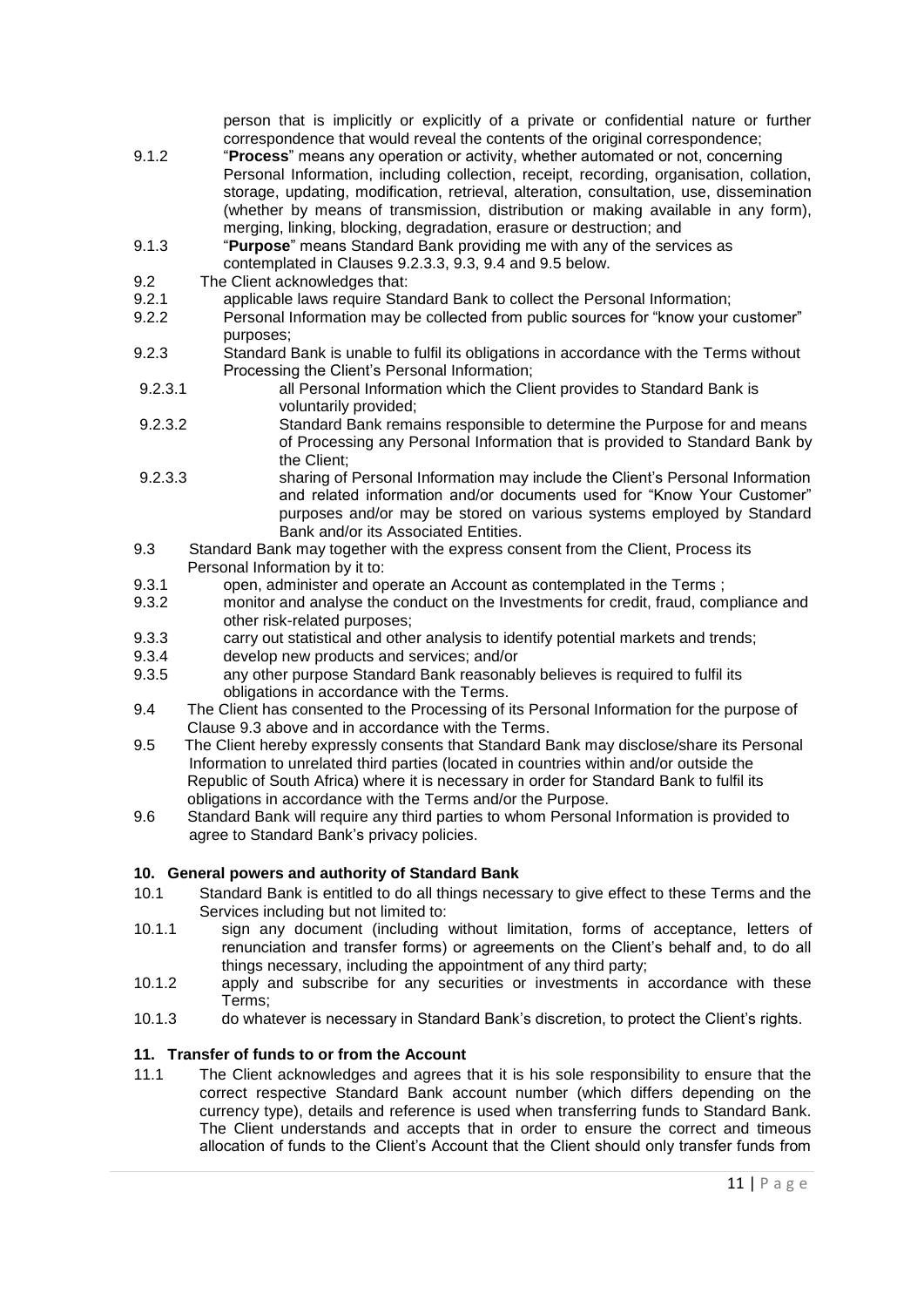person that is implicitly or explicitly of a private or confidential nature or further correspondence that would reveal the contents of the original correspondence;

9.1.2 "**Process**" means any operation or activity, whether automated or not, concerning Personal Information, including collection, receipt, recording, organisation, collation, storage, updating, modification, retrieval, alteration, consultation, use, dissemination (whether by means of transmission, distribution or making available in any form), merging, linking, blocking, degradation, erasure or destruction; and

9.1.3 "**Purpose**" means Standard Bank providing me with any of the services as contemplated in Clauses 9.2.3.3, 9.3, 9.4 and 9.5 below.

9.2 The Client acknowledges that:

9.2.1 applicable laws require Standard Bank to collect the Personal Information;

9.2.2 Personal Information may be collected from public sources for "know your customer" purposes;

9.2.3 Standard Bank is unable to fulfil its obligations in accordance with the Terms without Processing the Client's Personal Information;

9.2.3.1 all Personal Information which the Client provides to Standard Bank is voluntarily provided;

9.2.3.2 Standard Bank remains responsible to determine the Purpose for and means of Processing any Personal Information that is provided to Standard Bank by the Client;

9.2.3.3 sharing of Personal Information may include the Client's Personal Information and related information and/or documents used for "Know Your Customer" purposes and/or may be stored on various systems employed by Standard Bank and/or its Associated Entities.

9.3 Standard Bank may together with the express consent from the Client, Process its Personal Information by it to:

9.3.1 open, administer and operate an Account as contemplated in the Terms ;

9.3.2 monitor and analyse the conduct on the Investments for credit, fraud, compliance and other risk-related purposes;

9.3.3 carry out statistical and other analysis to identify potential markets and trends;

9.3.4 develop new products and services; and/or

9.3.5 any other purpose Standard Bank reasonably believes is required to fulfil its obligations in accordance with the Terms.

9.4 The Client has consented to the Processing of its Personal Information for the purpose of Clause 9.3 above and in accordance with the Terms.

9.5 The Client hereby expressly consents that Standard Bank may disclose/share its Personal Information to unrelated third parties (located in countries within and/or outside the Republic of South Africa) where it is necessary in order for Standard Bank to fulfil its obligations in accordance with the Terms and/or the Purpose.

9.6 Standard Bank will require any third parties to whom Personal Information is provided to agree to Standard Bank's privacy policies.

## 10. General powers and authority of Standard Bank

10.1 Standard Bank is entitled to do all things necessary to give effect to these Terms and the Services including but not limited to:

10.1.1 sign any document (including without limitation, forms of acceptance, letters of renunciation and transfer forms) or agreements on the Client's behalf and, to do all things necessary, including the appointment of any third party;

10.1.2 apply and subscribe for any securities or investments in accordance with these Terms;

10.1.3 do whatever is necessary in Standard Bank's discretion, to protect the Client's rights.

## 11. Transfer of funds to or from the Account

11.1 The Client acknowledges and agrees that it is his sole responsibility to ensure that the correct respective Standard Bank account number (which differs depending on the currency type), details and reference is used when transferring funds to Standard Bank. The Client understands and accepts that in order to ensure the correct and timeous allocation of funds to the Client's Account that the Client should only transfer funds from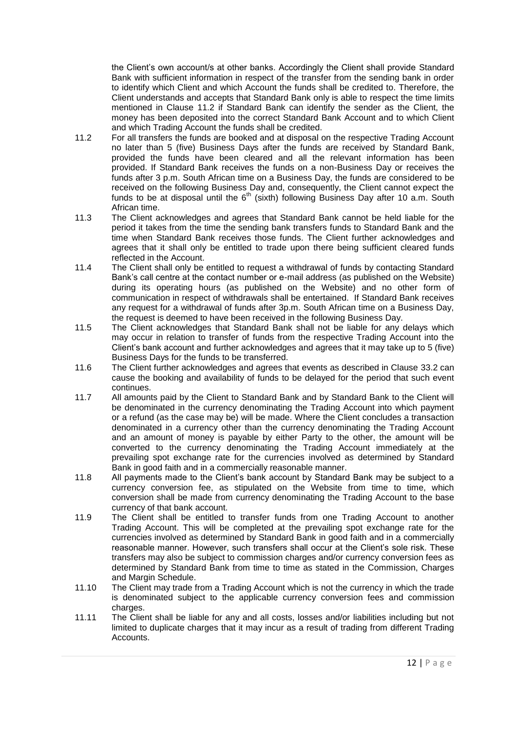the Client's own account/s at other banks. Accordingly the Client shall provide Standard Bank with sufficient information in respect of the transfer from the sending bank in order to identify which Client and which Account the funds shall be credited to. Therefore, the Client understands and accepts that Standard Bank only is able to respect the time limits mentioned in Clause 11.2 if Standard Bank can identify the sender as the Client, the money has been deposited into the correct Standard Bank Account and to which Client and which Trading Account the funds shall be credited.

11.2 For all transfers the funds are booked and at disposal on the respective Trading Account no later than 5 (five) Business Days after the funds are received by Standard Bank, provided the funds have been cleared and all the relevant information has been provided. If Standard Bank receives the funds on a non-Business Day or receives the funds after 3 p.m. South African time on a Business Day, the funds are considered to be received on the following Business Day and, consequently, the Client cannot expect the funds to be at disposal until the 6th (sixth) following Business Day after 10 a.m. South African time.

11.3 The Client acknowledges and agrees that Standard Bank cannot be held liable for the period it takes from the time the sending bank transfers funds to Standard Bank and the time when Standard Bank receives those funds. The Client further acknowledges and agrees that it shall only be entitled to trade upon there being sufficient cleared funds reflected in the Account.

11.4 The Client shall only be entitled to request a withdrawal of funds by contacting Standard Bank's call centre at the contact number or e-mail address (as published on the Website) during its operating hours (as published on the Website) and no other form of communication in respect of withdrawals shall be entertained. If Standard Bank receives any request for a withdrawal of funds after 3p.m. South African time on a Business Day, the request is deemed to have been received in the following Business Day.

11.5 The Client acknowledges that Standard Bank shall not be liable for any delays which may occur in relation to transfer of funds from the respective Trading Account into the Client's bank account and further acknowledges and agrees that it may take up to 5 (five) Business Days for the funds to be transferred.

11.6 The Client further acknowledges and agrees that events as described in Clause 33.2 can cause the booking and availability of funds to be delayed for the period that such event continues.

11.7 All amounts paid by the Client to Standard Bank and by Standard Bank to the Client will be denominated in the currency denominating the Trading Account into which payment or a refund (as the case may be) will be made. Where the Client concludes a transaction denominated in a currency other than the currency denominating the Trading Account and an amount of money is payable by either Party to the other, the amount will be converted to the currency denominating the Trading Account immediately at the prevailing spot exchange rate for the currencies involved as determined by Standard Bank in good faith and in a commercially reasonable manner.

11.8 All payments made to the Client's bank account by Standard Bank may be subject to a currency conversion fee, as stipulated on the Website from time to time, which conversion shall be made from currency denominating the Trading Account to the base currency of that bank account.

11.9 The Client shall be entitled to transfer funds from one Trading Account to another Trading Account. This will be completed at the prevailing spot exchange rate for the currencies involved as determined by Standard Bank in good faith and in a commercially reasonable manner. However, such transfers shall occur at the Client's sole risk. These transfers may also be subject to commission charges and/or currency conversion fees as determined by Standard Bank from time to time as stated in the Commission, Charges and Margin Schedule.

11.10 The Client may trade from a Trading Account which is not the currency in which the trade is denominated subject to the applicable currency conversion fees and commission charges.

11.11 The Client shall be liable for any and all costs, losses and/or liabilities including but not limited to duplicate charges that it may incur as a result of trading from different Trading Accounts.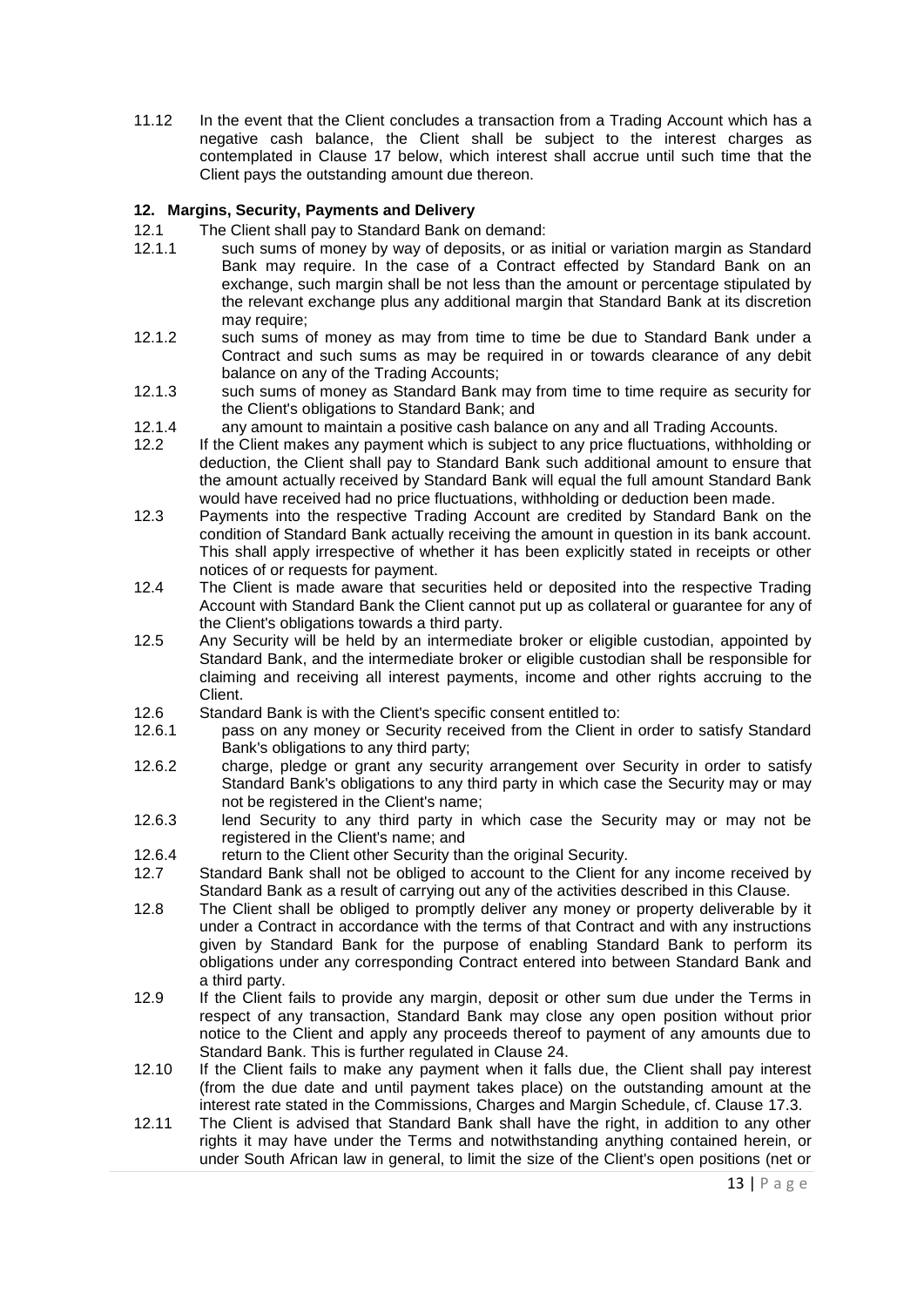11.12 In the event that the Client concludes a transaction from a Trading Account which has a negative cash balance, the Client shall be subject to the interest charges as contemplated in Clause 17 below, which interest shall accrue until such time that the Client pays the outstanding amount due thereon.

## 12. Margins, Security, Payments and Delivery

12.1 The Client shall pay to Standard Bank on demand:

12.1.1 such sums of money by way of deposits, or as initial or variation margin as Standard Bank may require. In the case of a Contract effected by Standard Bank on an exchange, such margin shall be not less than the amount or percentage stipulated by the relevant exchange plus any additional margin that Standard Bank at its discretion may require;

12.1.2 such sums of money as may from time to time be due to Standard Bank under a Contract and such sums as may be required in or towards clearance of any debit balance on any of the Trading Accounts;

12.1.3 such sums of money as Standard Bank may from time to time require as security for the Client's obligations to Standard Bank; and

12.1.4 any amount to maintain a positive cash balance on any and all Trading Accounts.

12.2 If the Client makes any payment which is subject to any price fluctuations, withholding or deduction, the Client shall pay to Standard Bank such additional amount to ensure that the amount actually received by Standard Bank will equal the full amount Standard Bank would have received had no price fluctuations, withholding or deduction been made.

12.3 Payments into the respective Trading Account are credited by Standard Bank on the condition of Standard Bank actually receiving the amount in question in its bank account. This shall apply irrespective of whether it has been explicitly stated in receipts or other notices of or requests for payment.

12.4 The Client is made aware that securities held or deposited into the respective Trading Account with Standard Bank the Client cannot put up as collateral or guarantee for any of the Client's obligations towards a third party.

12.5 Any Security will be held by an intermediate broker or eligible custodian, appointed by Standard Bank, and the intermediate broker or eligible custodian shall be responsible for claiming and receiving all interest payments, income and other rights accruing to the Client.

12.6 Standard Bank is with the Client's specific consent entitled to:

12.6.1 pass on any money or Security received from the Client in order to satisfy Standard Bank's obligations to any third party;

12.6.2 charge, pledge or grant any security arrangement over Security in order to satisfy Standard Bank's obligations to any third party in which case the Security may or may not be registered in the Client's name;

12.6.3 lend Security to any third party in which case the Security may or may not be registered in the Client's name; and

12.6.4 return to the Client other Security than the original Security.

12.7 Standard Bank shall not be obliged to account to the Client for any income received by Standard Bank as a result of carrying out any of the activities described in this Clause.

12.8 The Client shall be obliged to promptly deliver any money or property deliverable by it under a Contract in accordance with the terms of that Contract and with any instructions given by Standard Bank for the purpose of enabling Standard Bank to perform its obligations under any corresponding Contract entered into between Standard Bank and a third party.

12.9 If the Client fails to provide any margin, deposit or other sum due under the Terms in respect of any transaction, Standard Bank may close any open position without prior notice to the Client and apply any proceeds thereof to payment of any amounts due to Standard Bank. This is further regulated in Clause 24.

12.10 If the Client fails to make any payment when it falls due, the Client shall pay interest (from the due date and until payment takes place) on the outstanding amount at the interest rate stated in the Commissions, Charges and Margin Schedule, cf. Clause 17.3.

12.11 The Client is advised that Standard Bank shall have the right, in addition to any other rights it may have under the Terms and notwithstanding anything contained herein, or under South African law in general, to limit the size of the Client's open positions (net or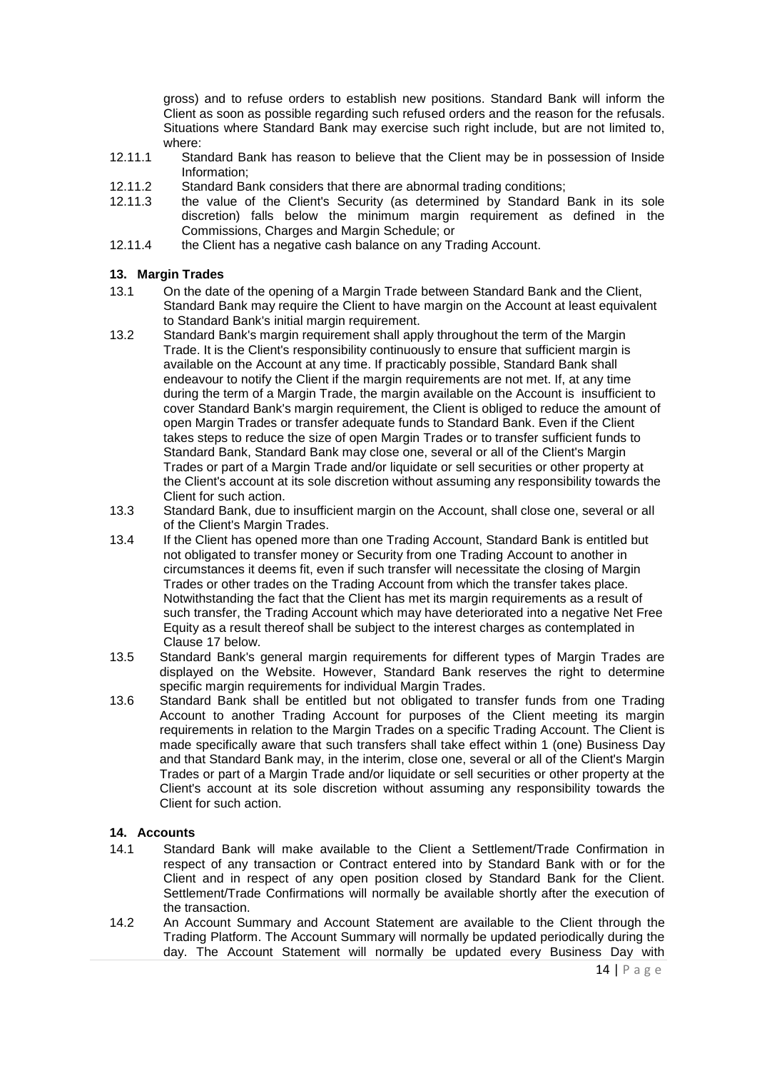gross) and to refuse orders to establish new positions. Standard Bank will inform the Client as soon as possible regarding such refused orders and the reason for the refusals. Situations where Standard Bank may exercise such right include, but are not limited to, where:

12.11.1 Standard Bank has reason to believe that the Client may be in possession of Inside Information;

12.11.2 Standard Bank considers that there are abnormal trading conditions;

12.11.3 the value of the Client's Security (as determined by Standard Bank in its sole discretion) falls below the minimum margin requirement as defined in the Commissions, Charges and Margin Schedule; or

12.11.4 the Client has a negative cash balance on any Trading Account.

## 13. Margin Trades

13.1 On the date of the opening of a Margin Trade between Standard Bank and the Client, Standard Bank may require the Client to have margin on the Account at least equivalent to Standard Bank's initial margin requirement.

13.2 Standard Bank's margin requirement shall apply throughout the term of the Margin Trade. It is the Client's responsibility continuously to ensure that sufficient margin is available on the Account at any time. If practicably possible, Standard Bank shall endeavour to notify the Client if the margin requirements are not met. If, at any time during the term of a Margin Trade, the margin available on the Account is insufficient to cover Standard Bank's margin requirement, the Client is obliged to reduce the amount of open Margin Trades or transfer adequate funds to Standard Bank. Even if the Client takes steps to reduce the size of open Margin Trades or to transfer sufficient funds to Standard Bank, Standard Bank may close one, several or all of the Client's Margin Trades or part of a Margin Trade and/or liquidate or sell securities or other property at the Client's account at its sole discretion without assuming any responsibility towards the Client for such action.

13.3 Standard Bank, due to insufficient margin on the Account, shall close one, several or all of the Client's Margin Trades.

13.4 If the Client has opened more than one Trading Account, Standard Bank is entitled but not obligated to transfer money or Security from one Trading Account to another in circumstances it deems fit, even if such transfer will necessitate the closing of Margin Trades or other trades on the Trading Account from which the transfer takes place. Notwithstanding the fact that the Client has met its margin requirements as a result of such transfer, the Trading Account which may have deteriorated into a negative Net Free Equity as a result thereof shall be subject to the interest charges as contemplated in Clause 17 below.

13.5 Standard Bank's general margin requirements for different types of Margin Trades are displayed on the Website. However, Standard Bank reserves the right to determine specific margin requirements for individual Margin Trades.

13.6 Standard Bank shall be entitled but not obligated to transfer funds from one Trading Account to another Trading Account for purposes of the Client meeting its margin requirements in relation to the Margin Trades on a specific Trading Account. The Client is made specifically aware that such transfers shall take effect within 1 (one) Business Day and that Standard Bank may, in the interim, close one, several or all of the Client's Margin Trades or part of a Margin Trade and/or liquidate or sell securities or other property at the Client's account at its sole discretion without assuming any responsibility towards the Client for such action.

## 14. Accounts

14.1 Standard Bank will make available to the Client a Settlement/Trade Confirmation in respect of any transaction or Contract entered into by Standard Bank with or for the Client and in respect of any open position closed by Standard Bank for the Client. Settlement/Trade Confirmations will normally be available shortly after the execution of the transaction.

14.2 An Account Summary and Account Statement are available to the Client through the Trading Platform. The Account Summary will normally be updated periodically during the day. The Account Statement will normally be updated every Business Day with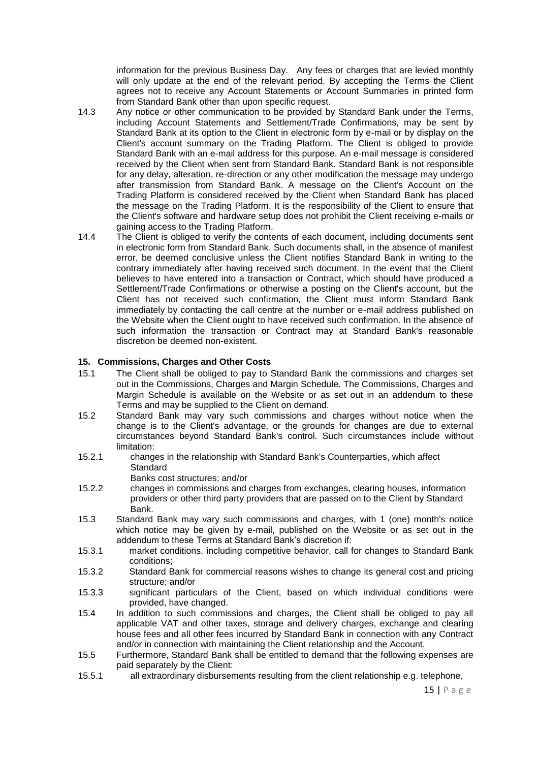information for the previous Business Day. Any fees or charges that are levied monthly will only update at the end of the relevant period. By accepting the Terms the Client agrees not to receive any Account Statements or Account Summaries in printed form from Standard Bank other than upon specific request.

14.3 Any notice or other communication to be provided by Standard Bank under the Terms, including Account Statements and Settlement/Trade Confirmations, may be sent by Standard Bank at its option to the Client in electronic form by e-mail or by display on the Client's account summary on the Trading Platform. The Client is obliged to provide Standard Bank with an e-mail address for this purpose. An e-mail message is considered received by the Client when sent from Standard Bank. Standard Bank is not responsible for any delay, alteration, re-direction or any other modification the message may undergo after transmission from Standard Bank. A message on the Client's Account on the Trading Platform is considered received by the Client when Standard Bank has placed the message on the Trading Platform. It is the responsibility of the Client to ensure that the Client's software and hardware setup does not prohibit the Client receiving e-mails or gaining access to the Trading Platform.

14.4 The Client is obliged to verify the contents of each document, including documents sent in electronic form from Standard Bank. Such documents shall, in the absence of manifest error, be deemed conclusive unless the Client notifies Standard Bank in writing to the contrary immediately after having received such document. In the event that the Client believes to have entered into a transaction or Contract, which should have produced a Settlement/Trade Confirmations or otherwise a posting on the Client's account, but the Client has not received such confirmation, the Client must inform Standard Bank immediately by contacting the call centre at the number or e-mail address published on the Website when the Client ought to have received such confirmation. In the absence of such information the transaction or Contract may at Standard Bank's reasonable discretion be deemed non-existent.

## 15. Commissions, Charges and Other Costs

15.1 The Client shall be obliged to pay to Standard Bank the commissions and charges set out in the Commissions, Charges and Margin Schedule. The Commissions, Charges and Margin Schedule is available on the Website or as set out in an addendum to these Terms and may be supplied to the Client on demand.

15.2 Standard Bank may vary such commissions and charges without notice when the change is to the Client's advantage, or the grounds for changes are due to external circumstances beyond Standard Bank's control. Such circumstances include without limitation:

15.2.1 changes in the relationship with Standard Bank's Counterparties, which affect Standard Banks cost structures; and/or

15.2.2 changes in commissions and charges from exchanges, clearing houses, information providers or other third party providers that are passed on to the Client by Standard Bank.

15.3 Standard Bank may vary such commissions and charges, with 1 (one) month's notice which notice may be given by e-mail, published on the Website or as set out in the addendum to these Terms at Standard Bank's discretion if:

15.3.1 market conditions, including competitive behavior, call for changes to Standard Bank conditions;

15.3.2 Standard Bank for commercial reasons wishes to change its general cost and pricing structure; and/or

15.3.3 significant particulars of the Client, based on which individual conditions were provided, have changed.

15.4 In addition to such commissions and charges, the Client shall be obliged to pay all applicable VAT and other taxes, storage and delivery charges, exchange and clearing house fees and all other fees incurred by Standard Bank in connection with any Contract and/or in connection with maintaining the Client relationship and the Account.

15.5 Furthermore, Standard Bank shall be entitled to demand that the following expenses are paid separately by the Client:

15.5.1 all extraordinary disbursements resulting from the client relationship e.g. telephone,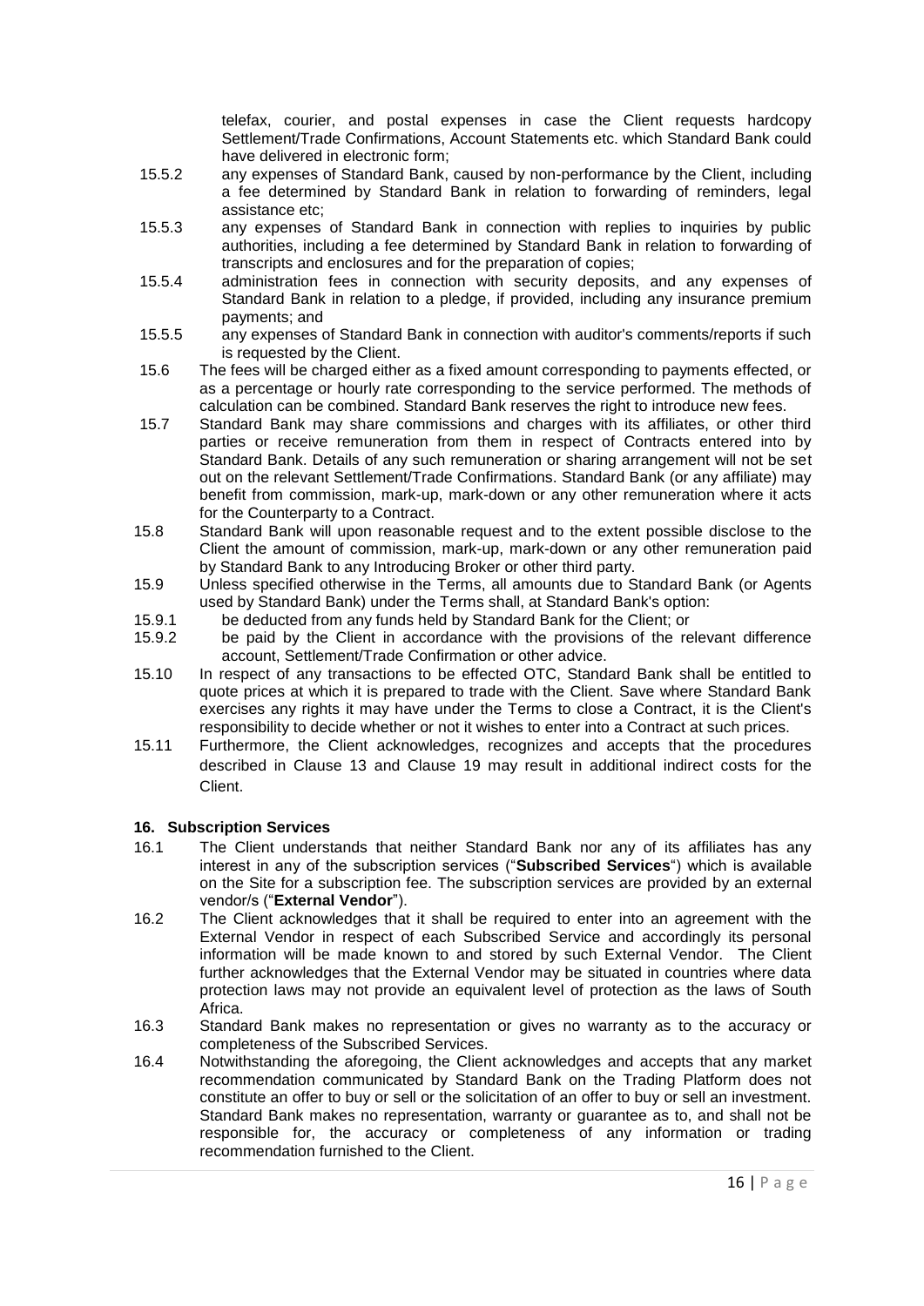telefax, courier, and postal expenses in case the Client requests hardcopy Settlement/Trade Confirmations, Account Statements etc. which Standard Bank could have delivered in electronic form;

15.5.2 any expenses of Standard Bank, caused by non-performance by the Client, including a fee determined by Standard Bank in relation to forwarding of reminders, legal assistance etc;

15.5.3 any expenses of Standard Bank in connection with replies to inquiries by public authorities, including a fee determined by Standard Bank in relation to forwarding of transcripts and enclosures and for the preparation of copies;

15.5.4 administration fees in connection with security deposits, and any expenses of Standard Bank in relation to a pledge, if provided, including any insurance premium payments; and

15.5.5 any expenses of Standard Bank in connection with auditor's comments/reports if such is requested by the Client.

15.6 The fees will be charged either as a fixed amount corresponding to payments effected, or as a percentage or hourly rate corresponding to the service performed. The methods of calculation can be combined. Standard Bank reserves the right to introduce new fees.

15.7 Standard Bank may share commissions and charges with its affiliates, or other third parties or receive remuneration from them in respect of Contracts entered into by Standard Bank. Details of any such remuneration or sharing arrangement will not be set out on the relevant Settlement/Trade Confirmations. Standard Bank (or any affiliate) may benefit from commission, mark-up, mark-down or any other remuneration where it acts for the Counterparty to a Contract.

15.8 Standard Bank will upon reasonable request and to the extent possible disclose to the Client the amount of commission, mark-up, mark-down or any other remuneration paid by Standard Bank to any Introducing Broker or other third party.

15.9 Unless specified otherwise in the Terms, all amounts due to Standard Bank (or Agents used by Standard Bank) under the Terms shall, at Standard Bank's option:

15.9.1 be deducted from any funds held by Standard Bank for the Client; or

15.9.2 be paid by the Client in accordance with the provisions of the relevant difference account, Settlement/Trade Confirmation or other advice.

15.10 In respect of any transactions to be effected OTC, Standard Bank shall be entitled to quote prices at which it is prepared to trade with the Client. Save where Standard Bank exercises any rights it may have under the Terms to close a Contract, it is the Client's responsibility to decide whether or not it wishes to enter into a Contract at such prices.

15.11 Furthermore, the Client acknowledges, recognizes and accepts that the procedures described in Clause 13 and Clause 19 may result in additional indirect costs for the Client.

## 16. Subscription Services

16.1 The Client understands that neither Standard Bank nor any of its affiliates has any interest in any of the subscription services ("**Subscribed Services**") which is available on the Site for a subscription fee. The subscription services are provided by an external vendor/s ("**External Vendor**").

16.2 The Client acknowledges that it shall be required to enter into an agreement with the External Vendor in respect of each Subscribed Service and accordingly its personal information will be made known to and stored by such External Vendor. The Client further acknowledges that the External Vendor may be situated in countries where data protection laws may not provide an equivalent level of protection as the laws of South Africa.

16.3 Standard Bank makes no representation or gives no warranty as to the accuracy or completeness of the Subscribed Services.

16.4 Notwithstanding the aforegoing, the Client acknowledges and accepts that any market recommendation communicated by Standard Bank on the Trading Platform does not constitute an offer to buy or sell or the solicitation of an offer to buy or sell an investment. Standard Bank makes no representation, warranty or guarantee as to, and shall not be responsible for, the accuracy or completeness of any information or trading recommendation furnished to the Client.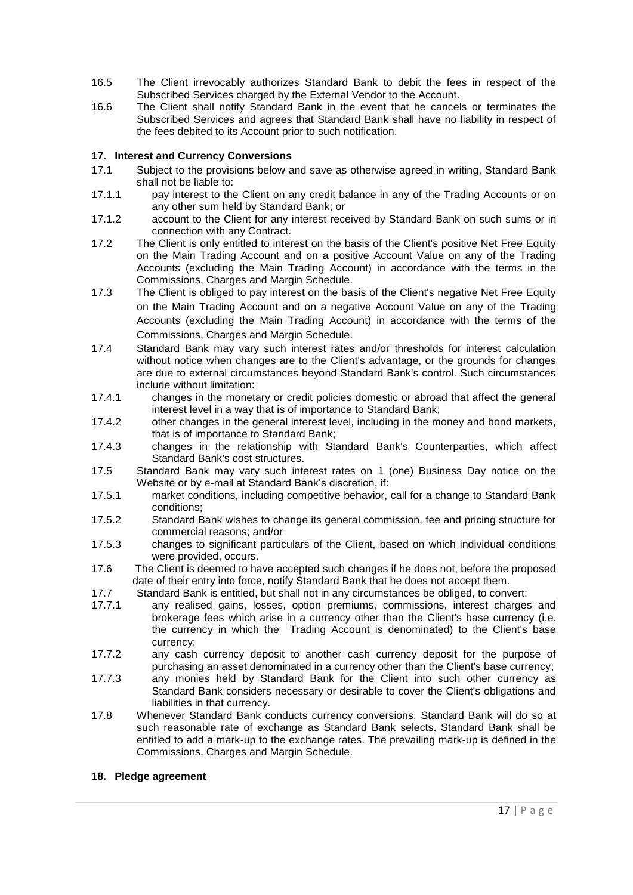16.5 The Client irrevocably authorizes Standard Bank to debit the fees in respect of the Subscribed Services charged by the External Vendor to the Account.

16.6 The Client shall notify Standard Bank in the event that he cancels or terminates the Subscribed Services and agrees that Standard Bank shall have no liability in respect of the fees debited to its Account prior to such notification.

**17. Interest and Currency Conversions**

17.1 Subject to the provisions below and save as otherwise agreed in writing, Standard Bank shall not be liable to:

17.1.1 pay interest to the Client on any credit balance in any of the Trading Accounts or on any other sum held by Standard Bank; or

17.1.2 account to the Client for any interest received by Standard Bank on such sums or in connection with any Contract.

17.2 The Client is only entitled to interest on the basis of the Client's positive Net Free Equity on the Main Trading Account and on a positive Account Value on any of the Trading Accounts (excluding the Main Trading Account) in accordance with the terms in the Commissions, Charges and Margin Schedule.

17.3 The Client is obliged to pay interest on the basis of the Client's negative Net Free Equity on the Main Trading Account and on a negative Account Value on any of the Trading Accounts (excluding the Main Trading Account) in accordance with the terms of the Commissions, Charges and Margin Schedule.

17.4 Standard Bank may vary such interest rates and/or thresholds for interest calculation without notice when changes are to the Client's advantage, or the grounds for changes are due to external circumstances beyond Standard Bank's control. Such circumstances include without limitation:

17.4.1 changes in the monetary or credit policies domestic or abroad that affect the general interest level in a way that is of importance to Standard Bank;

17.4.2 other changes in the general interest level, including in the money and bond markets, that is of importance to Standard Bank;

17.4.3 changes in the relationship with Standard Bank's Counterparties, which affect Standard Bank's cost structures.

17.5 Standard Bank may vary such interest rates on 1 (one) Business Day notice on the Website or by e-mail at Standard Bank's discretion, if:

17.5.1 market conditions, including competitive behavior, call for a change to Standard Bank conditions;

17.5.2 Standard Bank wishes to change its general commission, fee and pricing structure for commercial reasons; and/or

17.5.3 changes to significant particulars of the Client, based on which individual conditions were provided, occurs.

17.6 The Client is deemed to have accepted such changes if he does not, before the proposed date of their entry into force, notify Standard Bank that he does not accept them.

17.7 Standard Bank is entitled, but shall not in any circumstances be obliged, to convert:

17.7.1 any realised gains, losses, option premiums, commissions, interest charges and brokerage fees which arise in a currency other than the Client's base currency (i.e. the currency in which the Trading Account is denominated) to the Client's base currency;

17.7.2 any cash currency deposit to another cash currency deposit for the purpose of purchasing an asset denominated in a currency other than the Client's base currency;

17.7.3 any monies held by Standard Bank for the Client into such other currency as Standard Bank considers necessary or desirable to cover the Client's obligations and liabilities in that currency.

17.8 Whenever Standard Bank conducts currency conversions, Standard Bank will do so at such reasonable rate of exchange as Standard Bank selects. Standard Bank shall be entitled to add a mark-up to the exchange rates. The prevailing mark-up is defined in the Commissions, Charges and Margin Schedule.

**18. Pledge agreement**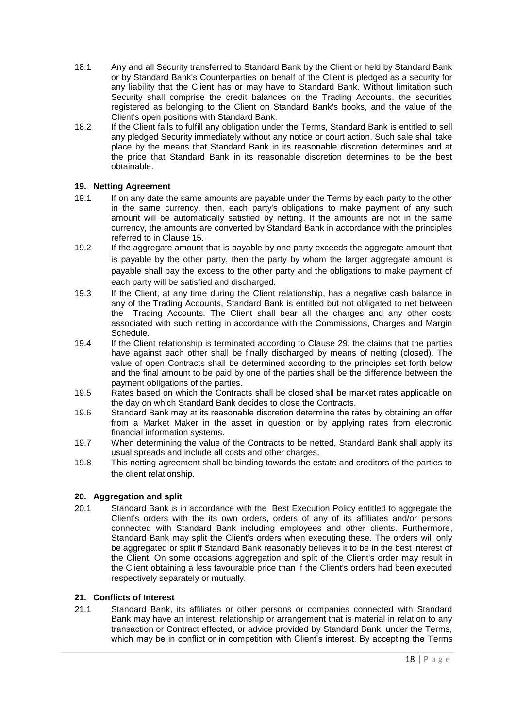18.1 Any and all Security transferred to Standard Bank by the Client or held by Standard Bank or by Standard Bank's Counterparties on behalf of the Client is pledged as a security for any liability that the Client has or may have to Standard Bank. Without limitation such Security shall comprise the credit balances on the Trading Accounts, the securities registered as belonging to the Client on Standard Bank's books, and the value of the Client's open positions with Standard Bank.

18.2 If the Client fails to fulfill any obligation under the Terms, Standard Bank is entitled to sell any pledged Security immediately without any notice or court action. Such sale shall take place by the means that Standard Bank in its reasonable discretion determines and at the price that Standard Bank in its reasonable discretion determines to be the best obtainable.

## 19. Netting Agreement

19.1 If on any date the same amounts are payable under the Terms by each party to the other in the same currency, then, each party's obligations to make payment of any such amount will be automatically satisfied by netting. If the amounts are not in the same currency, the amounts are converted by Standard Bank in accordance with the principles referred to in Clause 15.

19.2 If the aggregate amount that is payable by one party exceeds the aggregate amount that is payable by the other party, then the party by whom the larger aggregate amount is payable shall pay the excess to the other party and the obligations to make payment of each party will be satisfied and discharged.

19.3 If the Client, at any time during the Client relationship, has a negative cash balance in any of the Trading Accounts, Standard Bank is entitled but not obligated to net between the Trading Accounts. The Client shall bear all the charges and any other costs associated with such netting in accordance with the Commissions, Charges and Margin Schedule.

19.4 If the Client relationship is terminated according to Clause 29, the claims that the parties have against each other shall be finally discharged by means of netting (closed). The value of open Contracts shall be determined according to the principles set forth below and the final amount to be paid by one of the parties shall be the difference between the payment obligations of the parties.

19.5 Rates based on which the Contracts shall be closed shall be market rates applicable on the day on which Standard Bank decides to close the Contracts.

19.6 Standard Bank may at its reasonable discretion determine the rates by obtaining an offer from a Market Maker in the asset in question or by applying rates from electronic financial information systems.

19.7 When determining the value of the Contracts to be netted, Standard Bank shall apply its usual spreads and include all costs and other charges.

19.8 This netting agreement shall be binding towards the estate and creditors of the parties to the client relationship.

## 20. Aggregation and split

20.1 Standard Bank is in accordance with the Best Execution Policy entitled to aggregate the Client's orders with the its own orders, orders of any of its affiliates and/or persons connected with Standard Bank including employees and other clients. Furthermore, Standard Bank may split the Client's orders when executing these. The orders will only be aggregated or split if Standard Bank reasonably believes it to be in the best interest of the Client. On some occasions aggregation and split of the Client's order may result in the Client obtaining a less favourable price than if the Client's orders had been executed respectively separately or mutually.

## 21. Conflicts of Interest

21.1 Standard Bank, its affiliates or other persons or companies connected with Standard Bank may have an interest, relationship or arrangement that is material in relation to any transaction or Contract effected, or advice provided by Standard Bank, under the Terms, which may be in conflict or in competition with Client's interest. By accepting the Terms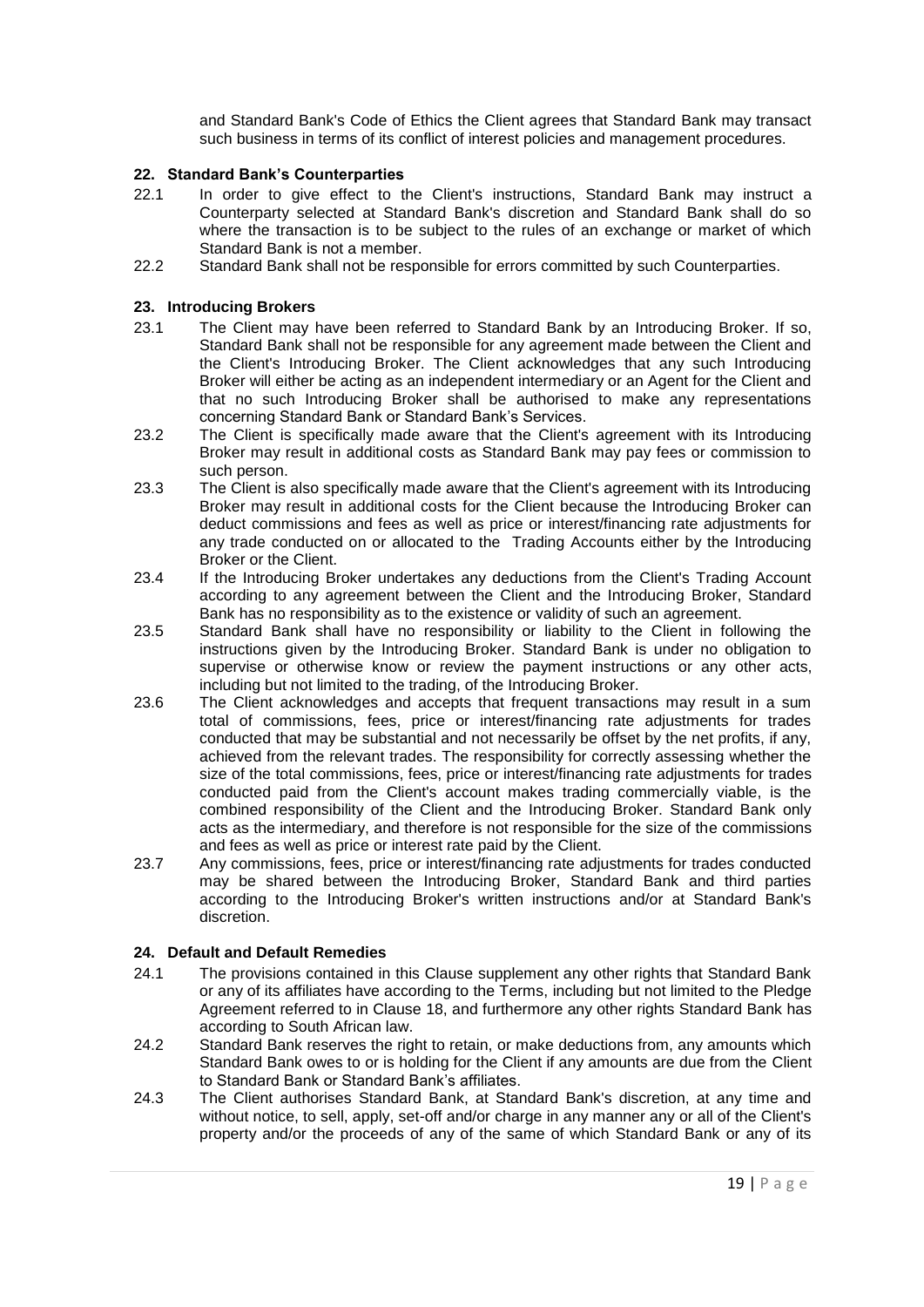and Standard Bank's Code of Ethics the Client agrees that Standard Bank may transact such business in terms of its conflict of interest policies and management procedures.

## 22. Standard Bank's Counterparties

22.1 In order to give effect to the Client's instructions, Standard Bank may instruct a Counterparty selected at Standard Bank's discretion and Standard Bank shall do so where the transaction is to be subject to the rules of an exchange or market of which Standard Bank is not a member.

22.2 Standard Bank shall not be responsible for errors committed by such Counterparties.

## 23. Introducing Brokers

23.1 The Client may have been referred to Standard Bank by an Introducing Broker. If so, Standard Bank shall not be responsible for any agreement made between the Client and the Client's Introducing Broker. The Client acknowledges that any such Introducing Broker will either be acting as an independent intermediary or an Agent for the Client and that no such Introducing Broker shall be authorised to make any representations concerning Standard Bank or Standard Bank's Services.

23.2 The Client is specifically made aware that the Client's agreement with its Introducing Broker may result in additional costs as Standard Bank may pay fees or commission to such person.

23.3 The Client is also specifically made aware that the Client's agreement with its Introducing Broker may result in additional costs for the Client because the Introducing Broker can deduct commissions and fees as well as price or interest/financing rate adjustments for any trade conducted on or allocated to the Trading Accounts either by the Introducing Broker or the Client.

23.4 If the Introducing Broker undertakes any deductions from the Client's Trading Account according to any agreement between the Client and the Introducing Broker, Standard Bank has no responsibility as to the existence or validity of such an agreement.

23.5 Standard Bank shall have no responsibility or liability to the Client in following the instructions given by the Introducing Broker. Standard Bank is under no obligation to supervise or otherwise know or review the payment instructions or any other acts, including but not limited to the trading, of the Introducing Broker.

23.6 The Client acknowledges and accepts that frequent transactions may result in a sum total of commissions, fees, price or interest/financing rate adjustments for trades conducted that may be substantial and not necessarily be offset by the net profits, if any, achieved from the relevant trades. The responsibility for correctly assessing whether the size of the total commissions, fees, price or interest/financing rate adjustments for trades conducted paid from the Client's account makes trading commercially viable, is the combined responsibility of the Client and the Introducing Broker. Standard Bank only acts as the intermediary, and therefore is not responsible for the size of the commissions and fees as well as price or interest rate paid by the Client.

23.7 Any commissions, fees, price or interest/financing rate adjustments for trades conducted may be shared between the Introducing Broker, Standard Bank and third parties according to the Introducing Broker's written instructions and/or at Standard Bank's discretion.

## 24. Default and Default Remedies

24.1 The provisions contained in this Clause supplement any other rights that Standard Bank or any of its affiliates have according to the Terms, including but not limited to the Pledge Agreement referred to in Clause 18, and furthermore any other rights Standard Bank has according to South African law.

24.2 Standard Bank reserves the right to retain, or make deductions from, any amounts which Standard Bank owes to or is holding for the Client if any amounts are due from the Client to Standard Bank or Standard Bank's affiliates.

24.3 The Client authorises Standard Bank, at Standard Bank's discretion, at any time and without notice, to sell, apply, set-off and/or charge in any manner any or all of the Client's property and/or the proceeds of any of the same of which Standard Bank or any of its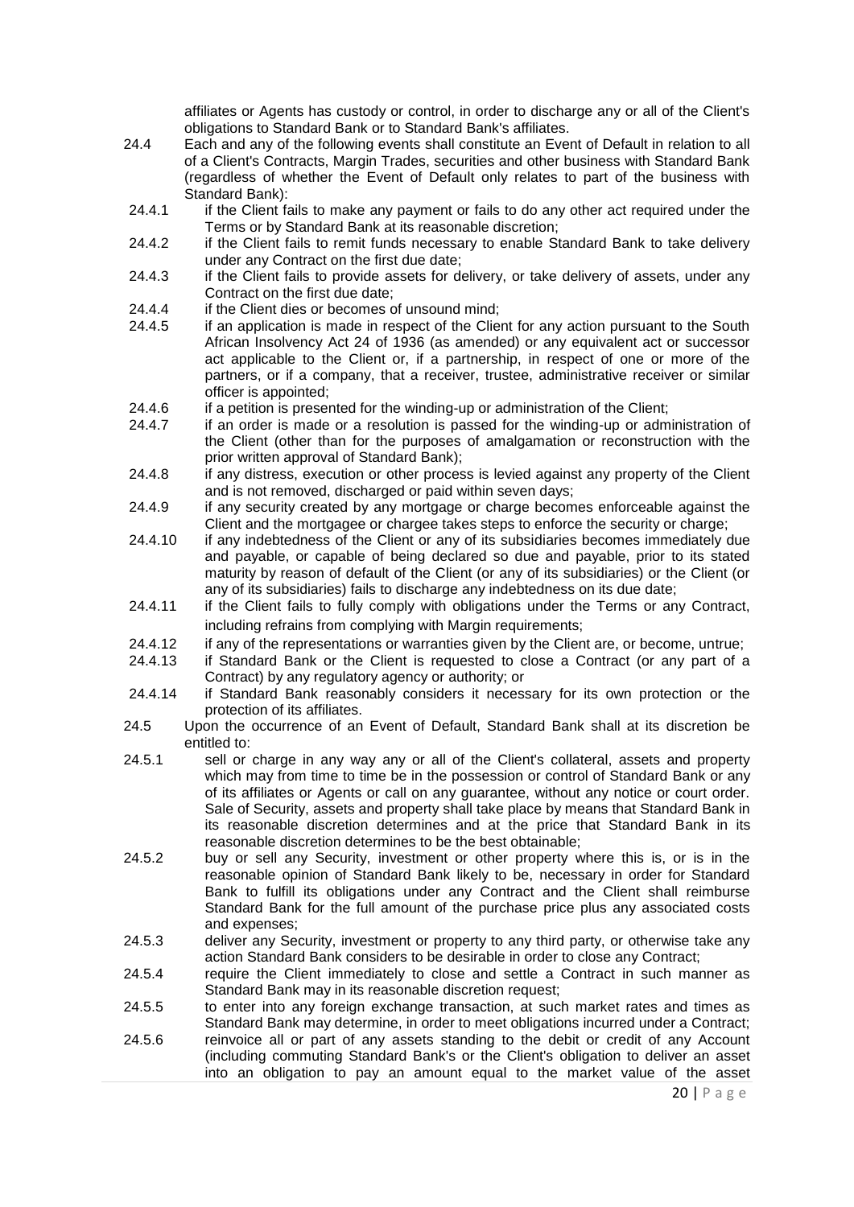affiliates or Agents has custody or control, in order to discharge any or all of the Client's obligations to Standard Bank or to Standard Bank's affiliates.

24.4 Each and any of the following events shall constitute an Event of Default in relation to all of a Client's Contracts, Margin Trades, securities and other business with Standard Bank (regardless of whether the Event of Default only relates to part of the business with Standard Bank):

24.4.1 if the Client fails to make any payment or fails to do any other act required under the Terms or by Standard Bank at its reasonable discretion;

24.4.2 if the Client fails to remit funds necessary to enable Standard Bank to take delivery under any Contract on the first due date;

24.4.3 if the Client fails to provide assets for delivery, or take delivery of assets, under any Contract on the first due date;

24.4.4 if the Client dies or becomes of unsound mind;

24.4.5 if an application is made in respect of the Client for any action pursuant to the South African Insolvency Act 24 of 1936 (as amended) or any equivalent act or successor act applicable to the Client or, if a partnership, in respect of one or more of the partners, or if a company, that a receiver, trustee, administrative receiver or similar officer is appointed;

24.4.6 if a petition is presented for the winding-up or administration of the Client;

24.4.7 if an order is made or a resolution is passed for the winding-up or administration of the Client (other than for the purposes of amalgamation or reconstruction with the prior written approval of Standard Bank);

24.4.8 if any distress, execution or other process is levied against any property of the Client and is not removed, discharged or paid within seven days;

24.4.9 if any security created by any mortgage or charge becomes enforceable against the Client and the mortgagee or chargee takes steps to enforce the security or charge;

24.4.10 if any indebtedness of the Client or any of its subsidiaries becomes immediately due and payable, or capable of being declared so due and payable, prior to its stated maturity by reason of default of the Client (or any of its subsidiaries) or the Client (or any of its subsidiaries) fails to discharge any indebtedness on its due date;

24.4.11 if the Client fails to fully comply with obligations under the Terms or any Contract, including refrains from complying with Margin requirements;

24.4.12 if any of the representations or warranties given by the Client are, or become, untrue;

24.4.13 if Standard Bank or the Client is requested to close a Contract (or any part of a Contract) by any regulatory agency or authority; or

24.4.14 if Standard Bank reasonably considers it necessary for its own protection or the protection of its affiliates.

24.5 Upon the occurrence of an Event of Default, Standard Bank shall at its discretion be entitled to:

24.5.1 sell or charge in any way any or all of the Client's collateral, assets and property which may from time to time be in the possession or control of Standard Bank or any of its affiliates or Agents or call on any guarantee, without any notice or court order. Sale of Security, assets and property shall take place by means that Standard Bank in its reasonable discretion determines and at the price that Standard Bank in its reasonable discretion determines to be the best obtainable;

24.5.2 buy or sell any Security, investment or other property where this is, or is in the reasonable opinion of Standard Bank likely to be, necessary in order for Standard Bank to fulfill its obligations under any Contract and the Client shall reimburse Standard Bank for the full amount of the purchase price plus any associated costs and expenses;

24.5.3 deliver any Security, investment or property to any third party, or otherwise take any action Standard Bank considers to be desirable in order to close any Contract;

24.5.4 require the Client immediately to close and settle a Contract in such manner as Standard Bank may in its reasonable discretion request;

24.5.5 to enter into any foreign exchange transaction, at such market rates and times as Standard Bank may determine, in order to meet obligations incurred under a Contract;

24.5.6 reinvoice all or part of any assets standing to the debit or credit of any Account (including commuting Standard Bank's or the Client's obligation to deliver an asset into an obligation to pay an amount equal to the market value of the asset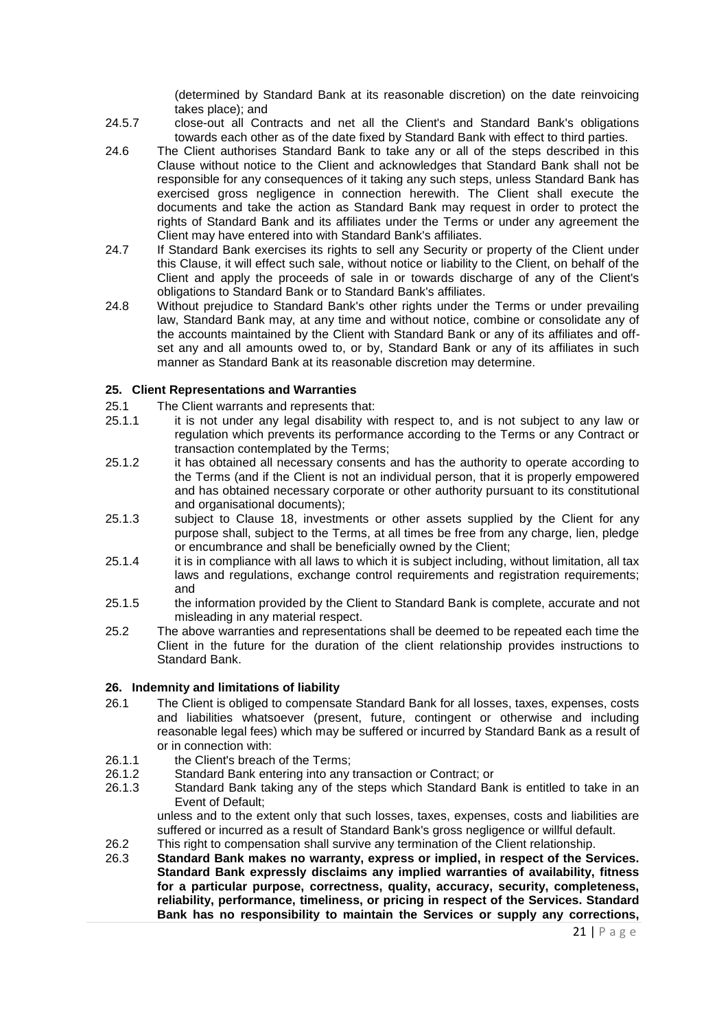(determined by Standard Bank at its reasonable discretion) on the date reinvoicing takes place); and

24.5.7 close-out all Contracts and net all the Client's and Standard Bank's obligations towards each other as of the date fixed by Standard Bank with effect to third parties.

24.6 The Client authorises Standard Bank to take any or all of the steps described in this Clause without notice to the Client and acknowledges that Standard Bank shall not be responsible for any consequences of it taking any such steps, unless Standard Bank has exercised gross negligence in connection herewith. The Client shall execute the documents and take the action as Standard Bank may request in order to protect the rights of Standard Bank and its affiliates under the Terms or under any agreement the Client may have entered into with Standard Bank's affiliates.

24.7 If Standard Bank exercises its rights to sell any Security or property of the Client under this Clause, it will effect such sale, without notice or liability to the Client, on behalf of the Client and apply the proceeds of sale in or towards discharge of any of the Client's obligations to Standard Bank or to Standard Bank's affiliates.

24.8 Without prejudice to Standard Bank's other rights under the Terms or under prevailing law, Standard Bank may, at any time and without notice, combine or consolidate any of the accounts maintained by the Client with Standard Bank or any of its affiliates and off-set any and all amounts owed to, or by, Standard Bank or any of its affiliates in such manner as Standard Bank at its reasonable discretion may determine.

## 25. Client Representations and Warranties

25.1 The Client warrants and represents that:

25.1.1 it is not under any legal disability with respect to, and is not subject to any law or regulation which prevents its performance according to the Terms or any Contract or transaction contemplated by the Terms;

25.1.2 it has obtained all necessary consents and has the authority to operate according to the Terms (and if the Client is not an individual person, that it is properly empowered and has obtained necessary corporate or other authority pursuant to its constitutional and organisational documents);

25.1.3 subject to Clause 18, investments or other assets supplied by the Client for any purpose shall, subject to the Terms, at all times be free from any charge, lien, pledge or encumbrance and shall be beneficially owned by the Client;

25.1.4 it is in compliance with all laws to which it is subject including, without limitation, all tax laws and regulations, exchange control requirements and registration requirements; and

25.1.5 the information provided by the Client to Standard Bank is complete, accurate and not misleading in any material respect.

25.2 The above warranties and representations shall be deemed to be repeated each time the Client in the future for the duration of the client relationship provides instructions to Standard Bank.

## 26. Indemnity and limitations of liability

26.1 The Client is obliged to compensate Standard Bank for all losses, taxes, expenses, costs and liabilities whatsoever (present, future, contingent or otherwise and including reasonable legal fees) which may be suffered or incurred by Standard Bank as a result of or in connection with:

26.1.1 the Client's breach of the Terms;

26.1.2 Standard Bank entering into any transaction or Contract; or

26.1.3 Standard Bank taking any of the steps which Standard Bank is entitled to take in an Event of Default;

unless and to the extent only that such losses, taxes, expenses, costs and liabilities are suffered or incurred as a result of Standard Bank's gross negligence or willful default.

26.2 This right to compensation shall survive any termination of the Client relationship.

26.3 **Standard Bank makes no warranty, express or implied, in respect of the Services. Standard Bank expressly disclaims any implied warranties of availability, fitness for a particular purpose, correctness, quality, accuracy, security, completeness, reliability, performance, timeliness, or pricing in respect of the Services. Standard Bank has no responsibility to maintain the Services or supply any corrections,**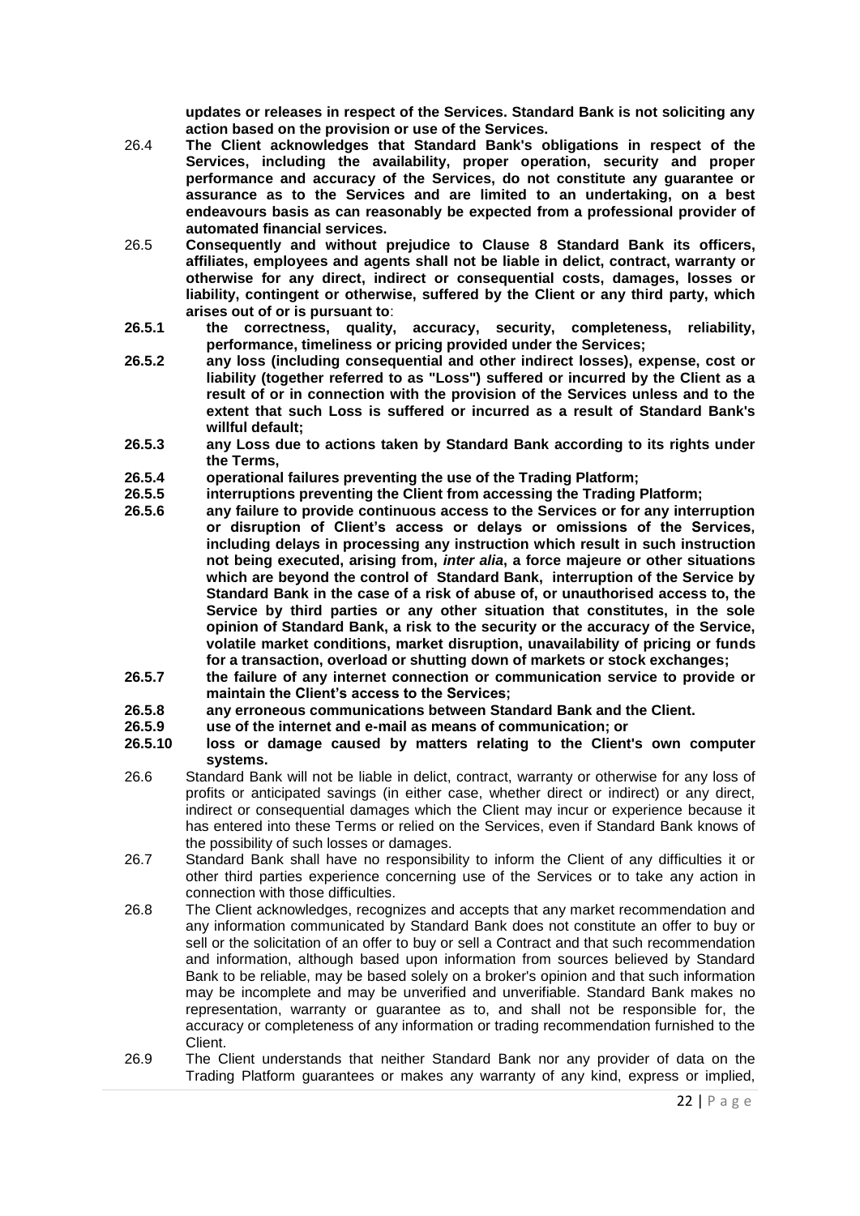**updates or releases in respect of the Services. Standard Bank is not soliciting any action based on the provision or use of the Services.**

26.4 **The Client acknowledges that Standard Bank's obligations in respect of the Services, including the availability, proper operation, security and proper performance and accuracy of the Services, do not constitute any guarantee or assurance as to the Services and are limited to an undertaking, on a best endeavours basis as can reasonably be expected from a professional provider of automated financial services.**

26.5 **Consequently and without prejudice to Clause 8 Standard Bank its officers, affiliates, employees and agents shall not be liable in delict, contract, warranty or otherwise for any direct, indirect or consequential costs, damages, losses or liability, contingent or otherwise, suffered by the Client or any third party, which arises out of or is pursuant to**:

**26.5.1 the correctness, quality, accuracy, security, completeness, reliability, performance, timeliness or pricing provided under the Services;**

**26.5.2 any loss (including consequential and other indirect losses), expense, cost or liability (together referred to as "Loss") suffered or incurred by the Client as a result of or in connection with the provision of the Services unless and to the extent that such Loss is suffered or incurred as a result of Standard Bank's willful default;**

**26.5.3 any Loss due to actions taken by Standard Bank according to its rights under the Terms,**

**26.5.4 operational failures preventing the use of the Trading Platform;**

**26.5.5 interruptions preventing the Client from accessing the Trading Platform;**

**26.5.6 any failure to provide continuous access to the Services or for any interruption or disruption of Client's access or delays or omissions of the Services, including delays in processing any instruction which result in such instruction not being executed, arising from, *inter alia*, a force majeure or other situations which are beyond the control of Standard Bank, interruption of the Service by Standard Bank in the case of a risk of abuse of, or unauthorised access to, the Service by third parties or any other situation that constitutes, in the sole opinion of Standard Bank, a risk to the security or the accuracy of the Service, volatile market conditions, market disruption, unavailability of pricing or funds for a transaction, overload or shutting down of markets or stock exchanges;**

**26.5.7 the failure of any internet connection or communication service to provide or maintain the Client's access to the Services;**

**26.5.8 any erroneous communications between Standard Bank and the Client.**

**26.5.9 use of the internet and e-mail as means of communication; or**

**26.5.10 loss or damage caused by matters relating to the Client's own computer systems.**

26.6 Standard Bank will not be liable in delict, contract, warranty or otherwise for any loss of profits or anticipated savings (in either case, whether direct or indirect) or any direct, indirect or consequential damages which the Client may incur or experience because it has entered into these Terms or relied on the Services, even if Standard Bank knows of the possibility of such losses or damages.

26.7 Standard Bank shall have no responsibility to inform the Client of any difficulties it or other third parties experience concerning use of the Services or to take any action in connection with those difficulties.

26.8 The Client acknowledges, recognizes and accepts that any market recommendation and any information communicated by Standard Bank does not constitute an offer to buy or sell or the solicitation of an offer to buy or sell a Contract and that such recommendation and information, although based upon information from sources believed by Standard Bank to be reliable, may be based solely on a broker's opinion and that such information may be incomplete and may be unverified and unverifiable. Standard Bank makes no representation, warranty or guarantee as to, and shall not be responsible for, the accuracy or completeness of any information or trading recommendation furnished to the Client.

26.9 The Client understands that neither Standard Bank nor any provider of data on the Trading Platform guarantees or makes any warranty of any kind, express or implied,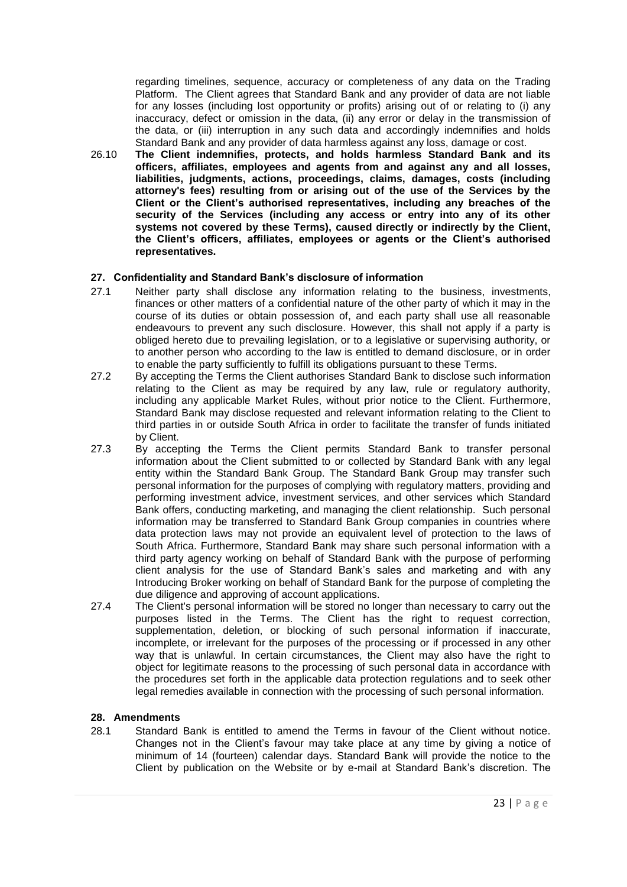regarding timelines, sequence, accuracy or completeness of any data on the Trading Platform. The Client agrees that Standard Bank and any provider of data are not liable for any losses (including lost opportunity or profits) arising out of or relating to (i) any inaccuracy, defect or omission in the data, (ii) any error or delay in the transmission of the data, or (iii) interruption in any such data and accordingly indemnifies and holds Standard Bank and any provider of data harmless against any loss, damage or cost.

26.10 **The Client indemnifies, protects, and holds harmless Standard Bank and its officers, affiliates, employees and agents from and against any and all losses, liabilities, judgments, actions, proceedings, claims, damages, costs (including attorney's fees) resulting from or arising out of the use of the Services by the Client or the Client's authorised representatives, including any breaches of the security of the Services (including any access or entry into any of its other systems not covered by these Terms), caused directly or indirectly by the Client, the Client's officers, affiliates, employees or agents or the Client's authorised representatives.**

## 27. Confidentiality and Standard Bank's disclosure of information

27.1 Neither party shall disclose any information relating to the business, investments, finances or other matters of a confidential nature of the other party of which it may in the course of its duties or obtain possession of, and each party shall use all reasonable endeavours to prevent any such disclosure. However, this shall not apply if a party is obliged hereto due to prevailing legislation, or to a legislative or supervising authority, or to another person who according to the law is entitled to demand disclosure, or in order to enable the party sufficiently to fulfill its obligations pursuant to these Terms.

27.2 By accepting the Terms the Client authorises Standard Bank to disclose such information relating to the Client as may be required by any law, rule or regulatory authority, including any applicable Market Rules, without prior notice to the Client. Furthermore, Standard Bank may disclose requested and relevant information relating to the Client to third parties in or outside South Africa in order to facilitate the transfer of funds initiated by Client.

27.3 By accepting the Terms the Client permits Standard Bank to transfer personal information about the Client submitted to or collected by Standard Bank with any legal entity within the Standard Bank Group. The Standard Bank Group may transfer such personal information for the purposes of complying with regulatory matters, providing and performing investment advice, investment services, and other services which Standard Bank offers, conducting marketing, and managing the client relationship. Such personal information may be transferred to Standard Bank Group companies in countries where data protection laws may not provide an equivalent level of protection to the laws of South Africa. Furthermore, Standard Bank may share such personal information with a third party agency working on behalf of Standard Bank with the purpose of performing client analysis for the use of Standard Bank's sales and marketing and with any Introducing Broker working on behalf of Standard Bank for the purpose of completing the due diligence and approving of account applications.

27.4 The Client's personal information will be stored no longer than necessary to carry out the purposes listed in the Terms. The Client has the right to request correction, supplementation, deletion, or blocking of such personal information if inaccurate, incomplete, or irrelevant for the purposes of the processing or if processed in any other way that is unlawful. In certain circumstances, the Client may also have the right to object for legitimate reasons to the processing of such personal data in accordance with the procedures set forth in the applicable data protection regulations and to seek other legal remedies available in connection with the processing of such personal information.

## 28. Amendments

28.1 Standard Bank is entitled to amend the Terms in favour of the Client without notice. Changes not in the Client's favour may take place at any time by giving a notice of minimum of 14 (fourteen) calendar days. Standard Bank will provide the notice to the Client by publication on the Website or by e-mail at Standard Bank's discretion. The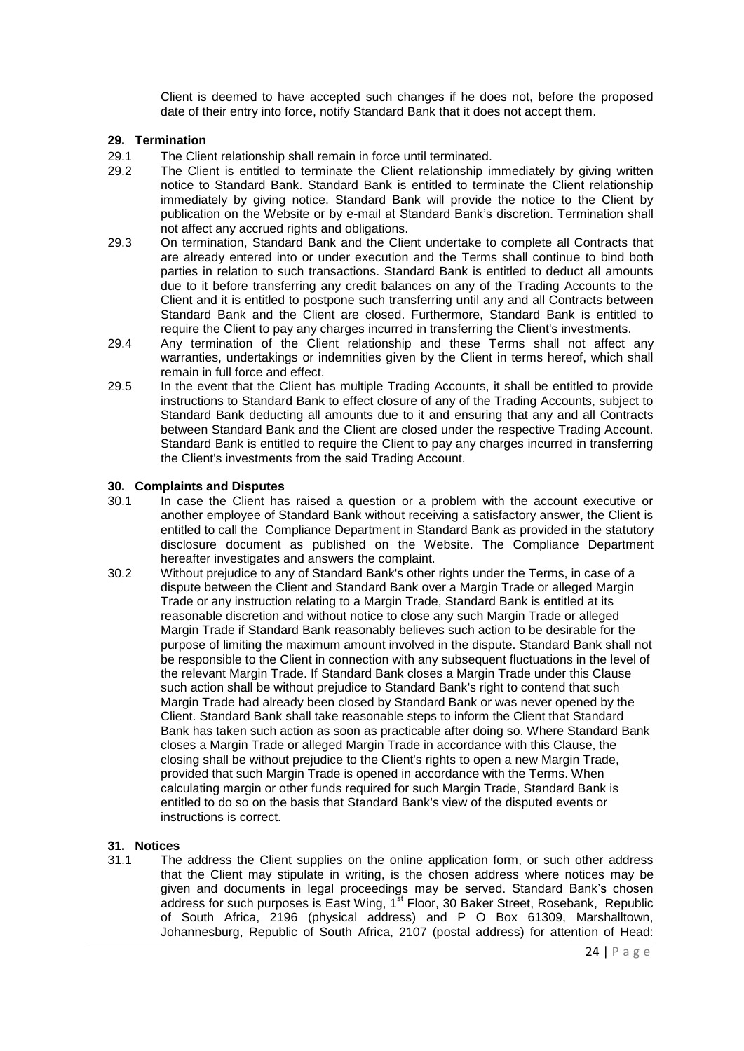Client is deemed to have accepted such changes if he does not, before the proposed date of their entry into force, notify Standard Bank that it does not accept them.

## 29. Termination

29.1 The Client relationship shall remain in force until terminated.

29.2 The Client is entitled to terminate the Client relationship immediately by giving written notice to Standard Bank. Standard Bank is entitled to terminate the Client relationship immediately by giving notice. Standard Bank will provide the notice to the Client by publication on the Website or by e-mail at Standard Bank's discretion. Termination shall not affect any accrued rights and obligations.

29.3 On termination, Standard Bank and the Client undertake to complete all Contracts that are already entered into or under execution and the Terms shall continue to bind both parties in relation to such transactions. Standard Bank is entitled to deduct all amounts due to it before transferring any credit balances on any of the Trading Accounts to the Client and it is entitled to postpone such transferring until any and all Contracts between Standard Bank and the Client are closed. Furthermore, Standard Bank is entitled to require the Client to pay any charges incurred in transferring the Client's investments.

29.4 Any termination of the Client relationship and these Terms shall not affect any warranties, undertakings or indemnities given by the Client in terms hereof, which shall remain in full force and effect.

29.5 In the event that the Client has multiple Trading Accounts, it shall be entitled to provide instructions to Standard Bank to effect closure of any of the Trading Accounts, subject to Standard Bank deducting all amounts due to it and ensuring that any and all Contracts between Standard Bank and the Client are closed under the respective Trading Account. Standard Bank is entitled to require the Client to pay any charges incurred in transferring the Client's investments from the said Trading Account.

## 30. Complaints and Disputes

30.1 In case the Client has raised a question or a problem with the account executive or another employee of Standard Bank without receiving a satisfactory answer, the Client is entitled to call the Compliance Department in Standard Bank as provided in the statutory disclosure document as published on the Website. The Compliance Department hereafter investigates and answers the complaint.

30.2 Without prejudice to any of Standard Bank's other rights under the Terms, in case of a dispute between the Client and Standard Bank over a Margin Trade or alleged Margin Trade or any instruction relating to a Margin Trade, Standard Bank is entitled at its reasonable discretion and without notice to close any such Margin Trade or alleged Margin Trade if Standard Bank reasonably believes such action to be desirable for the purpose of limiting the maximum amount involved in the dispute. Standard Bank shall not be responsible to the Client in connection with any subsequent fluctuations in the level of the relevant Margin Trade. If Standard Bank closes a Margin Trade under this Clause such action shall be without prejudice to Standard Bank's right to contend that such Margin Trade had already been closed by Standard Bank or was never opened by the Client. Standard Bank shall take reasonable steps to inform the Client that Standard Bank has taken such action as soon as practicable after doing so. Where Standard Bank closes a Margin Trade or alleged Margin Trade in accordance with this Clause, the closing shall be without prejudice to the Client's rights to open a new Margin Trade, provided that such Margin Trade is opened in accordance with the Terms. When calculating margin or other funds required for such Margin Trade, Standard Bank is entitled to do so on the basis that Standard Bank's view of the disputed events or instructions is correct.

## 31. Notices

31.1 The address the Client supplies on the online application form, or such other address that the Client may stipulate in writing, is the chosen address where notices may be given and documents in legal proceedings may be served. Standard Bank's chosen address for such purposes is East Wing, 1st Floor, 30 Baker Street, Rosebank, Republic of South Africa, 2196 (physical address) and P O Box 61309, Marshalltown, Johannesburg, Republic of South Africa, 2107 (postal address) for attention of Head: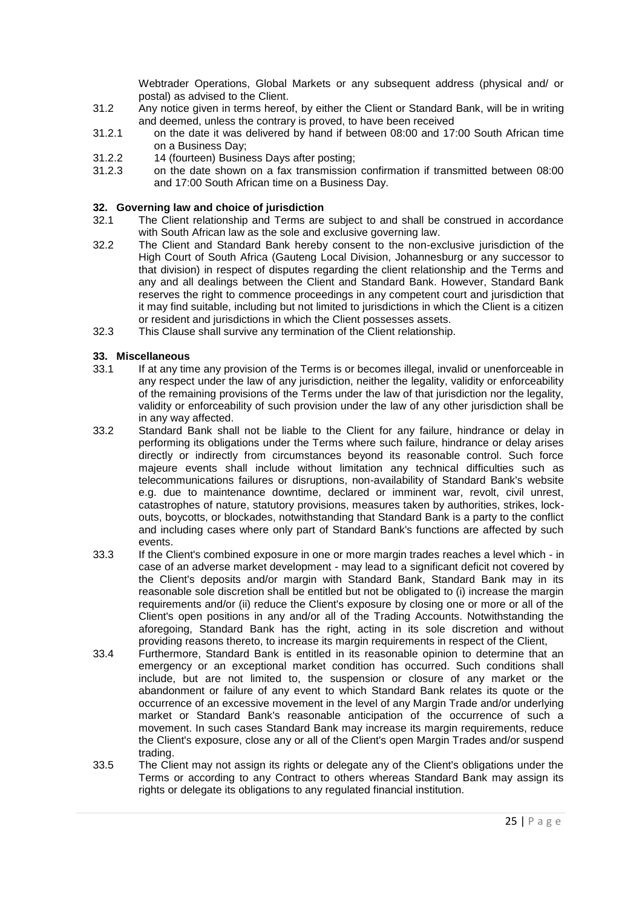Webtrader Operations, Global Markets or any subsequent address (physical and/ or postal) as advised to the Client.

31.2 Any notice given in terms hereof, by either the Client or Standard Bank, will be in writing and deemed, unless the contrary is proved, to have been received

31.2.1 on the date it was delivered by hand if between 08:00 and 17:00 South African time on a Business Day;

31.2.2 14 (fourteen) Business Days after posting;

31.2.3 on the date shown on a fax transmission confirmation if transmitted between 08:00 and 17:00 South African time on a Business Day.

## 32. Governing law and choice of jurisdiction

32.1 The Client relationship and Terms are subject to and shall be construed in accordance with South African law as the sole and exclusive governing law.

32.2 The Client and Standard Bank hereby consent to the non-exclusive jurisdiction of the High Court of South Africa (Gauteng Local Division, Johannesburg or any successor to that division) in respect of disputes regarding the client relationship and the Terms and any and all dealings between the Client and Standard Bank. However, Standard Bank reserves the right to commence proceedings in any competent court and jurisdiction that it may find suitable, including but not limited to jurisdictions in which the Client is a citizen or resident and jurisdictions in which the Client possesses assets.

32.3 This Clause shall survive any termination of the Client relationship.

## 33. Miscellaneous

33.1 If at any time any provision of the Terms is or becomes illegal, invalid or unenforceable in any respect under the law of any jurisdiction, neither the legality, validity or enforceability of the remaining provisions of the Terms under the law of that jurisdiction nor the legality, validity or enforceability of such provision under the law of any other jurisdiction shall be in any way affected.

33.2 Standard Bank shall not be liable to the Client for any failure, hindrance or delay in performing its obligations under the Terms where such failure, hindrance or delay arises directly or indirectly from circumstances beyond its reasonable control. Such force majeure events shall include without limitation any technical difficulties such as telecommunications failures or disruptions, non-availability of Standard Bank's website e.g. due to maintenance downtime, declared or imminent war, revolt, civil unrest, catastrophes of nature, statutory provisions, measures taken by authorities, strikes, lock-outs, boycotts, or blockades, notwithstanding that Standard Bank is a party to the conflict and including cases where only part of Standard Bank's functions are affected by such events.

33.3 If the Client's combined exposure in one or more margin trades reaches a level which - in case of an adverse market development - may lead to a significant deficit not covered by the Client's deposits and/or margin with Standard Bank, Standard Bank may in its reasonable sole discretion shall be entitled but not be obligated to (i) increase the margin requirements and/or (ii) reduce the Client's exposure by closing one or more or all of the Client's open positions in any and/or all of the Trading Accounts. Notwithstanding the aforegoing, Standard Bank has the right, acting in its sole discretion and without providing reasons thereto, to increase its margin requirements in respect of the Client,

33.4 Furthermore, Standard Bank is entitled in its reasonable opinion to determine that an emergency or an exceptional market condition has occurred. Such conditions shall include, but are not limited to, the suspension or closure of any market or the abandonment or failure of any event to which Standard Bank relates its quote or the occurrence of an excessive movement in the level of any Margin Trade and/or underlying market or Standard Bank's reasonable anticipation of the occurrence of such a movement. In such cases Standard Bank may increase its margin requirements, reduce the Client's exposure, close any or all of the Client's open Margin Trades and/or suspend trading.

33.5 The Client may not assign its rights or delegate any of the Client's obligations under the Terms or according to any Contract to others whereas Standard Bank may assign its rights or delegate its obligations to any regulated financial institution.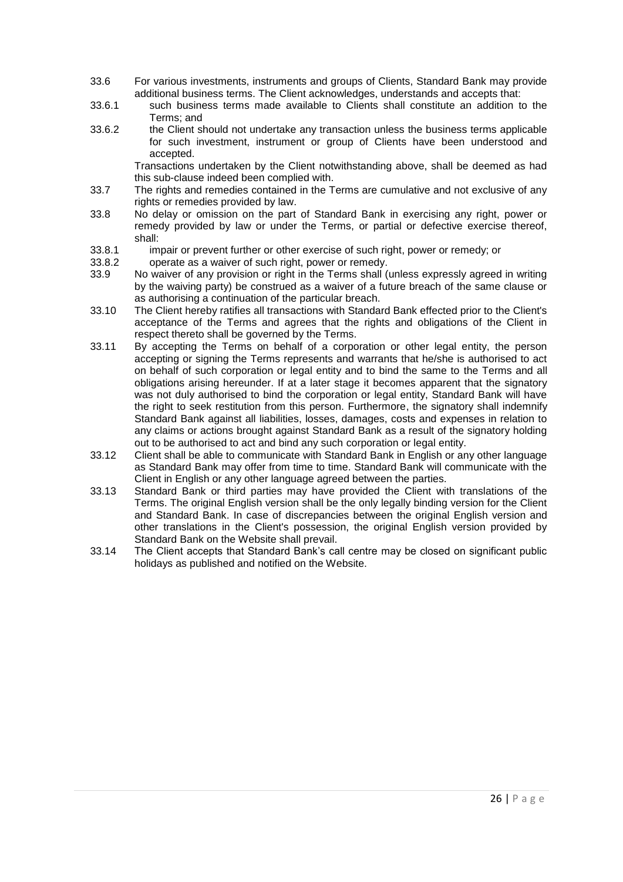33.6 For various investments, instruments and groups of Clients, Standard Bank may provide additional business terms. The Client acknowledges, understands and accepts that:

33.6.1 such business terms made available to Clients shall constitute an addition to the Terms; and

33.6.2 the Client should not undertake any transaction unless the business terms applicable for such investment, instrument or group of Clients have been understood and accepted.

Transactions undertaken by the Client notwithstanding above, shall be deemed as had this sub-clause indeed been complied with.

33.7 The rights and remedies contained in the Terms are cumulative and not exclusive of any rights or remedies provided by law.

33.8 No delay or omission on the part of Standard Bank in exercising any right, power or remedy provided by law or under the Terms, or partial or defective exercise thereof, shall:

33.8.1 impair or prevent further or other exercise of such right, power or remedy; or

33.8.2 operate as a waiver of such right, power or remedy.

33.9 No waiver of any provision or right in the Terms shall (unless expressly agreed in writing by the waiving party) be construed as a waiver of a future breach of the same clause or as authorising a continuation of the particular breach.

33.10 The Client hereby ratifies all transactions with Standard Bank effected prior to the Client's acceptance of the Terms and agrees that the rights and obligations of the Client in respect thereto shall be governed by the Terms.

33.11 By accepting the Terms on behalf of a corporation or other legal entity, the person accepting or signing the Terms represents and warrants that he/she is authorised to act on behalf of such corporation or legal entity and to bind the same to the Terms and all obligations arising hereunder. If at a later stage it becomes apparent that the signatory was not duly authorised to bind the corporation or legal entity, Standard Bank will have the right to seek restitution from this person. Furthermore, the signatory shall indemnify Standard Bank against all liabilities, losses, damages, costs and expenses in relation to any claims or actions brought against Standard Bank as a result of the signatory holding out to be authorised to act and bind any such corporation or legal entity.

33.12 Client shall be able to communicate with Standard Bank in English or any other language as Standard Bank may offer from time to time. Standard Bank will communicate with the Client in English or any other language agreed between the parties.

33.13 Standard Bank or third parties may have provided the Client with translations of the Terms. The original English version shall be the only legally binding version for the Client and Standard Bank. In case of discrepancies between the original English version and other translations in the Client's possession, the original English version provided by Standard Bank on the Website shall prevail.

33.14 The Client accepts that Standard Bank's call centre may be closed on significant public holidays as published and notified on the Website.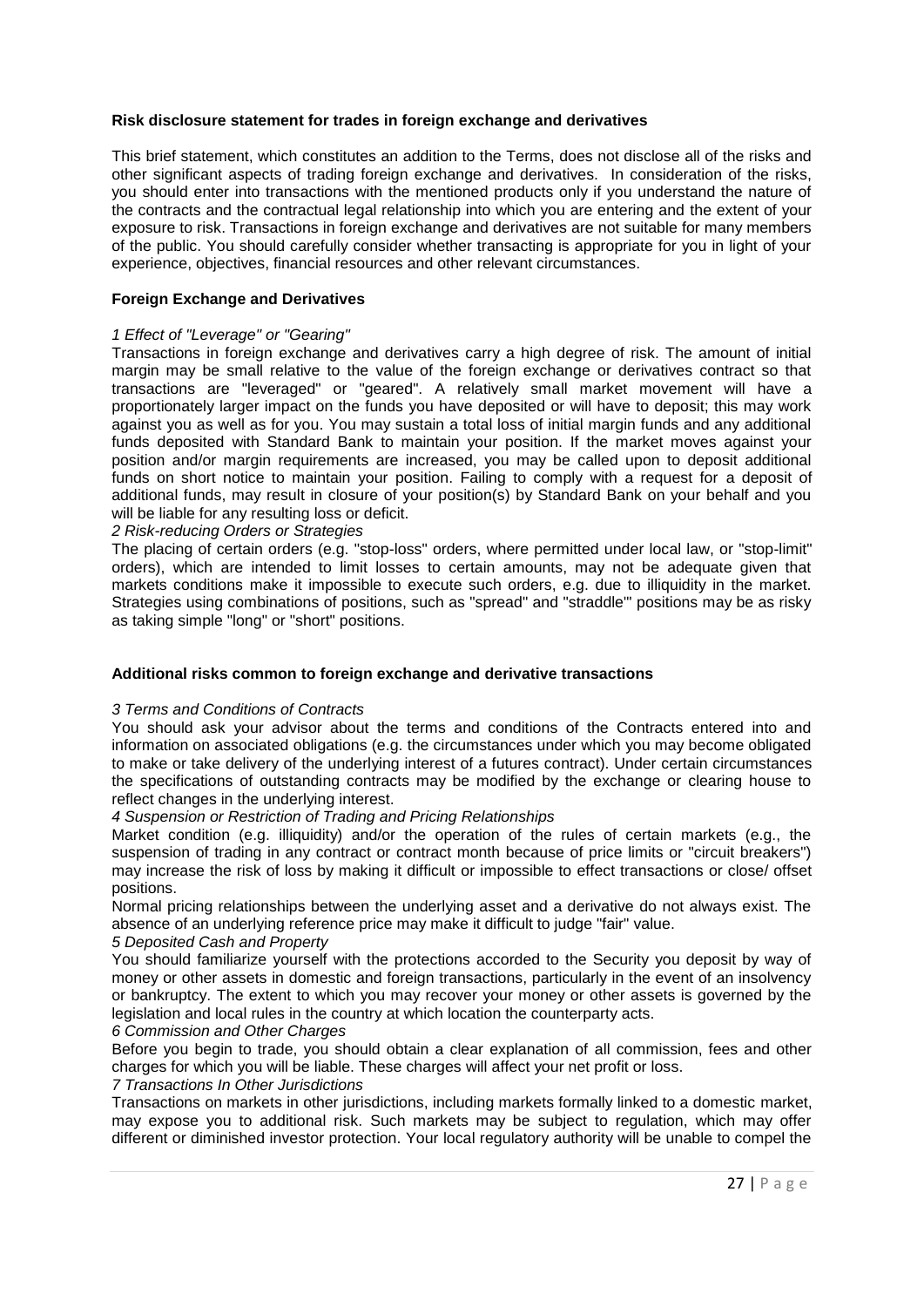**Risk disclosure statement for trades in foreign exchange and derivatives**

This brief statement, which constitutes an addition to the Terms, does not disclose all of the risks and other significant aspects of trading foreign exchange and derivatives. In consideration of the risks, you should enter into transactions with the mentioned products only if you understand the nature of the contracts and the contractual legal relationship into which you are entering and the extent of your exposure to risk. Transactions in foreign exchange and derivatives are not suitable for many members of the public. You should carefully consider whether transacting is appropriate for you in light of your experience, objectives, financial resources and other relevant circumstances.

**Foreign Exchange and Derivatives**

*1 Effect of "Leverage" or "Gearing"*

Transactions in foreign exchange and derivatives carry a high degree of risk. The amount of initial margin may be small relative to the value of the foreign exchange or derivatives contract so that transactions are "leveraged" or "geared". A relatively small market movement will have a proportionately larger impact on the funds you have deposited or will have to deposit; this may work against you as well as for you. You may sustain a total loss of initial margin funds and any additional funds deposited with Standard Bank to maintain your position. If the market moves against your position and/or margin requirements are increased, you may be called upon to deposit additional funds on short notice to maintain your position. Failing to comply with a request for a deposit of additional funds, may result in closure of your position(s) by Standard Bank on your behalf and you will be liable for any resulting loss or deficit.

*2 Risk-reducing Orders or Strategies*

The placing of certain orders (e.g. "stop-loss" orders, where permitted under local law, or "stop-limit" orders), which are intended to limit losses to certain amounts, may not be adequate given that markets conditions make it impossible to execute such orders, e.g. due to illiquidity in the market. Strategies using combinations of positions, such as "spread" and "straddle"' positions may be as risky as taking simple "long" or "short" positions.

**Additional risks common to foreign exchange and derivative transactions**

*3 Terms and Conditions of Contracts*

You should ask your advisor about the terms and conditions of the Contracts entered into and information on associated obligations (e.g. the circumstances under which you may become obligated to make or take delivery of the underlying interest of a futures contract). Under certain circumstances the specifications of outstanding contracts may be modified by the exchange or clearing house to reflect changes in the underlying interest.

*4 Suspension or Restriction of Trading and Pricing Relationships*

Market condition (e.g. illiquidity) and/or the operation of the rules of certain markets (e.g., the suspension of trading in any contract or contract month because of price limits or "circuit breakers") may increase the risk of loss by making it difficult or impossible to effect transactions or close/ offset positions.

Normal pricing relationships between the underlying asset and a derivative do not always exist. The absence of an underlying reference price may make it difficult to judge "fair" value.

*5 Deposited Cash and Property*

You should familiarize yourself with the protections accorded to the Security you deposit by way of money or other assets in domestic and foreign transactions, particularly in the event of an insolvency or bankruptcy. The extent to which you may recover your money or other assets is governed by the legislation and local rules in the country at which location the counterparty acts.

*6 Commission and Other Charges*

Before you begin to trade, you should obtain a clear explanation of all commission, fees and other charges for which you will be liable. These charges will affect your net profit or loss.

*7 Transactions In Other Jurisdictions*

Transactions on markets in other jurisdictions, including markets formally linked to a domestic market, may expose you to additional risk. Such markets may be subject to regulation, which may offer different or diminished investor protection. Your local regulatory authority will be unable to compel the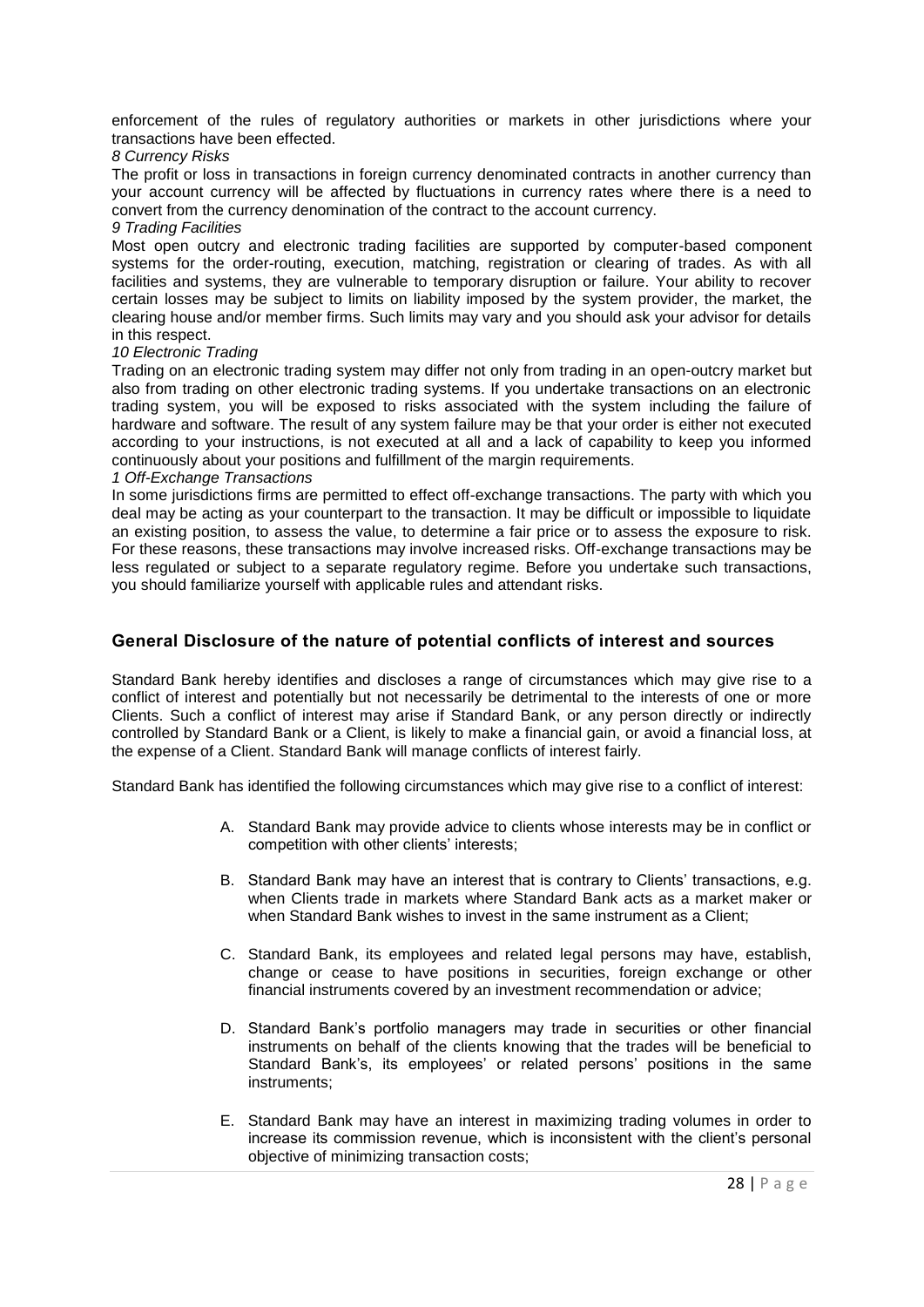enforcement of the rules of regulatory authorities or markets in other jurisdictions where your transactions have been effected.

*8 Currency Risks*

The profit or loss in transactions in foreign currency denominated contracts in another currency than your account currency will be affected by fluctuations in currency rates where there is a need to convert from the currency denomination of the contract to the account currency.

*9 Trading Facilities*

Most open outcry and electronic trading facilities are supported by computer-based component systems for the order-routing, execution, matching, registration or clearing of trades. As with all facilities and systems, they are vulnerable to temporary disruption or failure. Your ability to recover certain losses may be subject to limits on liability imposed by the system provider, the market, the clearing house and/or member firms. Such limits may vary and you should ask your advisor for details in this respect.

*10 Electronic Trading*

Trading on an electronic trading system may differ not only from trading in an open-outcry market but also from trading on other electronic trading systems. If you undertake transactions on an electronic trading system, you will be exposed to risks associated with the system including the failure of hardware and software. The result of any system failure may be that your order is either not executed according to your instructions, is not executed at all and a lack of capability to keep you informed continuously about your positions and fulfillment of the margin requirements.

*1 Off-Exchange Transactions*

In some jurisdictions firms are permitted to effect off-exchange transactions. The party with which you deal may be acting as your counterpart to the transaction. It may be difficult or impossible to liquidate an existing position, to assess the value, to determine a fair price or to assess the exposure to risk. For these reasons, these transactions may involve increased risks. Off-exchange transactions may be less regulated or subject to a separate regulatory regime. Before you undertake such transactions, you should familiarize yourself with applicable rules and attendant risks.

## General Disclosure of the nature of potential conflicts of interest and sources

Standard Bank hereby identifies and discloses a range of circumstances which may give rise to a conflict of interest and potentially but not necessarily be detrimental to the interests of one or more Clients. Such a conflict of interest may arise if Standard Bank, or any person directly or indirectly controlled by Standard Bank or a Client, is likely to make a financial gain, or avoid a financial loss, at the expense of a Client. Standard Bank will manage conflicts of interest fairly.

Standard Bank has identified the following circumstances which may give rise to a conflict of interest:

A. Standard Bank may provide advice to clients whose interests may be in conflict or competition with other clients' interests;

B. Standard Bank may have an interest that is contrary to Clients' transactions, e.g. when Clients trade in markets where Standard Bank acts as a market maker or when Standard Bank wishes to invest in the same instrument as a Client;

C. Standard Bank, its employees and related legal persons may have, establish, change or cease to have positions in securities, foreign exchange or other financial instruments covered by an investment recommendation or advice;

D. Standard Bank's portfolio managers may trade in securities or other financial instruments on behalf of the clients knowing that the trades will be beneficial to Standard Bank's, its employees' or related persons' positions in the same instruments;

E. Standard Bank may have an interest in maximizing trading volumes in order to increase its commission revenue, which is inconsistent with the client's personal objective of minimizing transaction costs;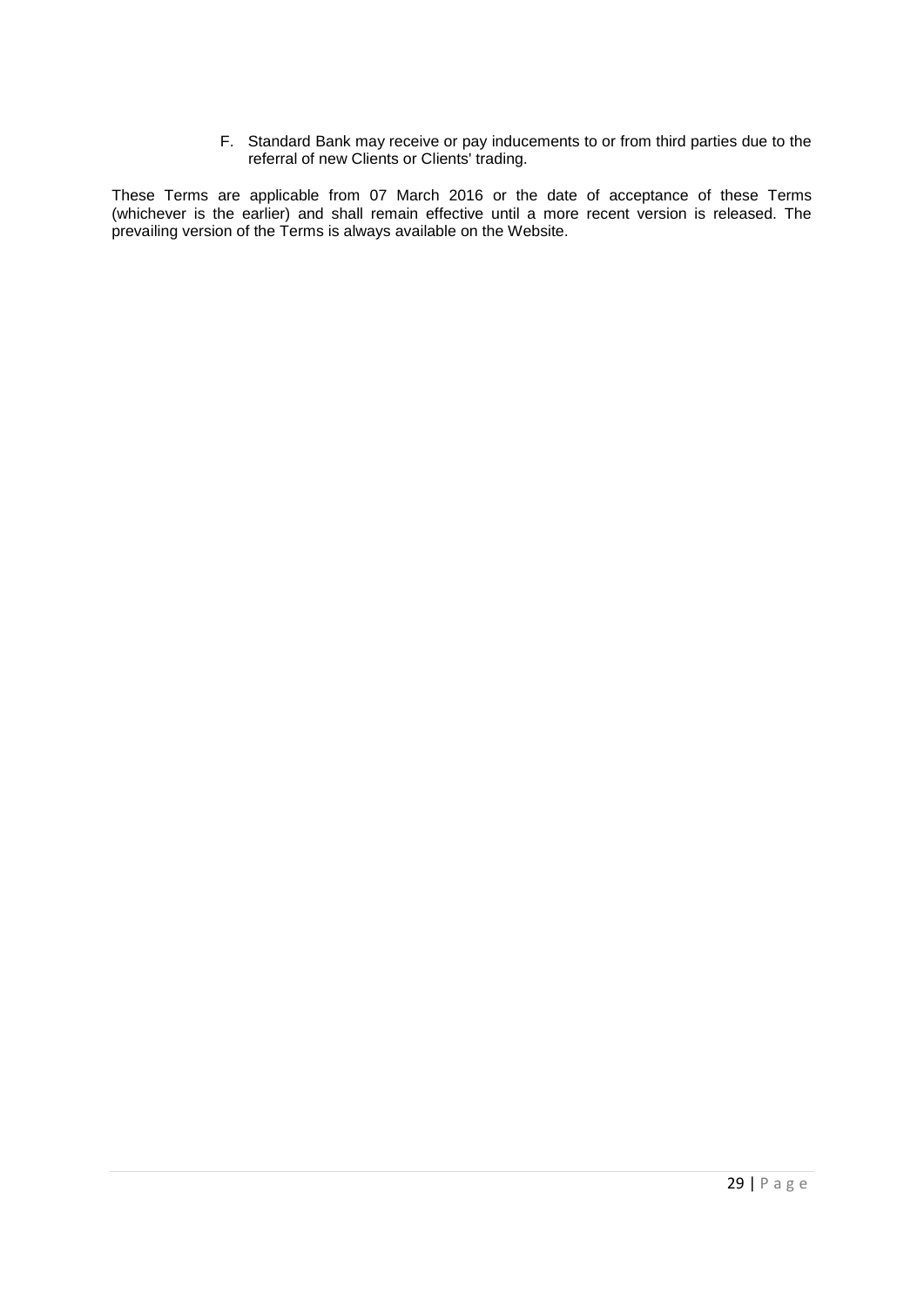F. Standard Bank may receive or pay inducements to or from third parties due to the referral of new Clients or Clients' trading.

These Terms are applicable from 07 March 2016 or the date of acceptance of these Terms (whichever is the earlier) and shall remain effective until a more recent version is released. The prevailing version of the Terms is always available on the Website.